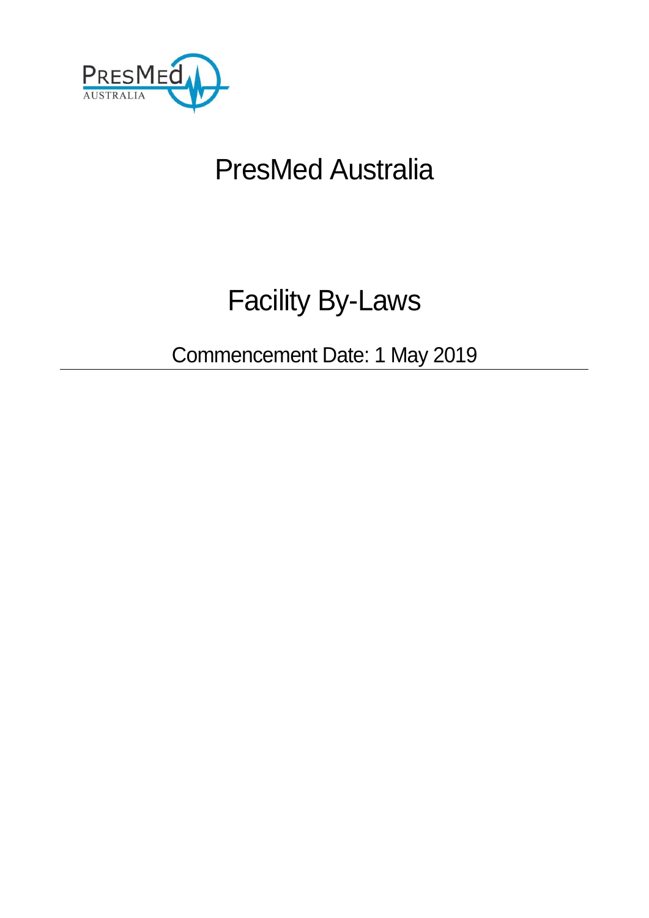# PresMed Australia

# Facility By-Laws

Commencement Date: 1 May 2019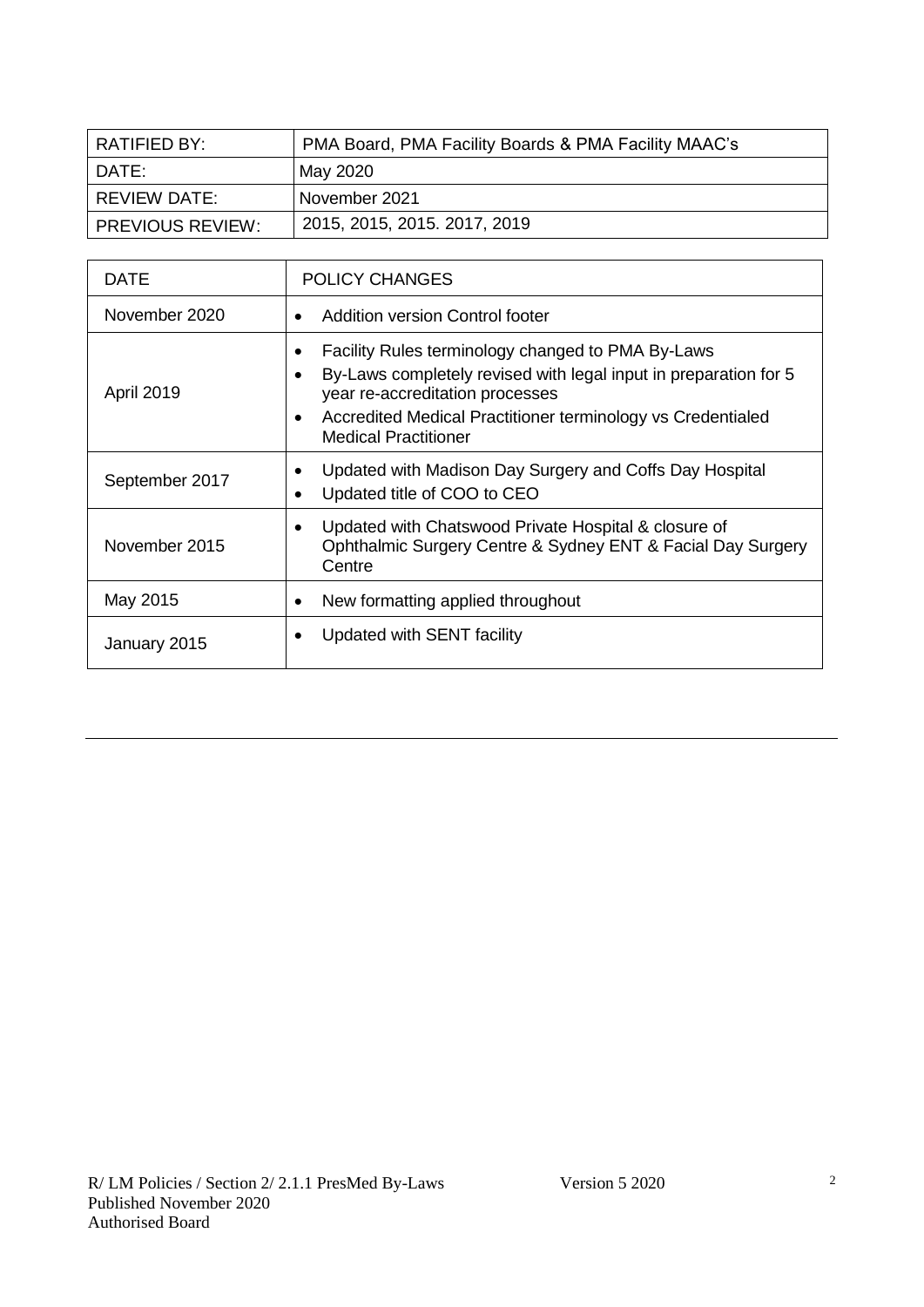| RATIFIED BY: | PMA Board, PMA Facility Boards & PMA Facility MAAC's |
|---|---|
| DATE: | May 2020 |
| REVIEW DATE: | November 2021 |
| PREVIOUS REVIEW: | 2015, 2015, 2015. 2017, 2019 |

| DATE | POLICY CHANGES |
|---|---|
| November 2020 | • Addition version Control footer |
| April 2019 | • Facility Rules terminology changed to PMA By-Laws<br>• By-Laws completely revised with legal input in preparation for 5 year re-accreditation processes<br>• Accredited Medical Practitioner terminology vs Credentialed Medical Practitioner |
| September 2017 | • Updated with Madison Day Surgery and Coffs Day Hospital<br>• Updated title of COO to CEO |
| November 2015 | • Updated with Chatswood Private Hospital & closure of Ophthalmic Surgery Centre & Sydney ENT & Facial Day Surgery Centre |
| May 2015 | • New formatting applied throughout |
| January 2015 | • Updated with SENT facility |

R/ LM Policies / Section 2/ 2.1.1 PresMed By-Laws Version 5 2020
Published November 2020
Authorised Board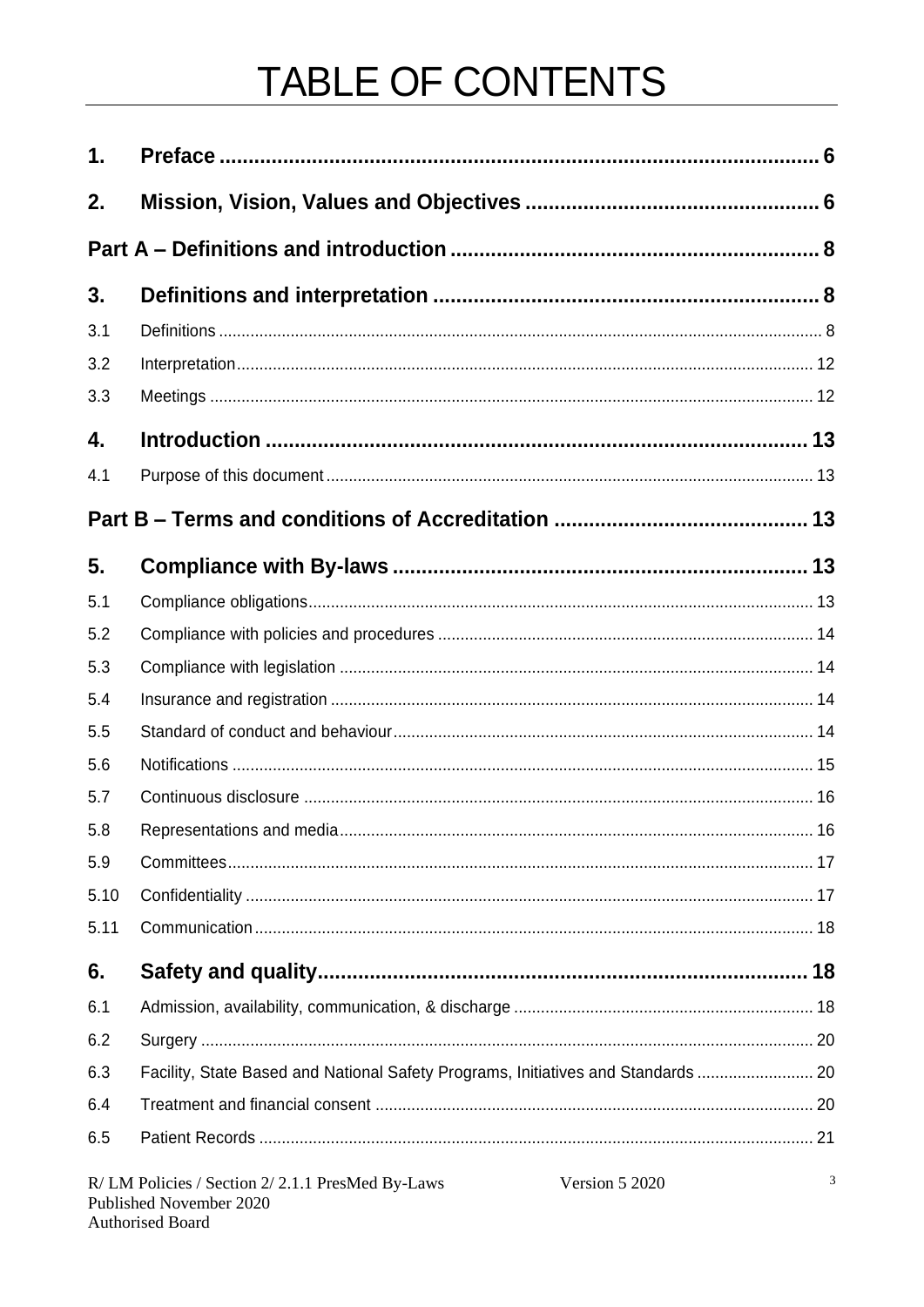# TABLE OF CONTENTS

**1. Preface** ........................................................................................................ 6

**2. Mission, Vision, Values and Objectives** ................................................... 6

**Part A – Definitions and introduction** ................................................................ 8

**3. Definitions and interpretation** .................................................................. 8

3.1 Definitions ..................................................................................................................... 8

3.2 Interpretation ............................................................................................................... 12

3.3 Meetings ..................................................................................................................... 12

**4. Introduction** .............................................................................................. 13

4.1 Purpose of this document ........................................................................................... 13

**Part B – Terms and conditions of Accreditation** ............................................ 13

**5. Compliance with By-laws** ....................................................................... 13

5.1 Compliance obligations ............................................................................................... 13

5.2 Compliance with policies and procedures ................................................................... 14

5.3 Compliance with legislation ......................................................................................... 14

5.4 Insurance and registration ........................................................................................... 14

5.5 Standard of conduct and behaviour ............................................................................. 14

5.6 Notifications ................................................................................................................. 15

5.7 Continuous disclosure ................................................................................................. 16

5.8 Representations and media ......................................................................................... 16

5.9 Committees .................................................................................................................. 17

5.10 Confidentiality ............................................................................................................. 17

5.11 Communication ........................................................................................................... 18

**6. Safety and quality** ..................................................................................... 18

6.1 Admission, availability, communication, & discharge .................................................. 18

6.2 Surgery ........................................................................................................................ 20

6.3 Facility, State Based and National Safety Programs, Initiatives and Standards .......................... 20

6.4 Treatment and financial consent ................................................................................. 20

6.5 Patient Records ........................................................................................................... 21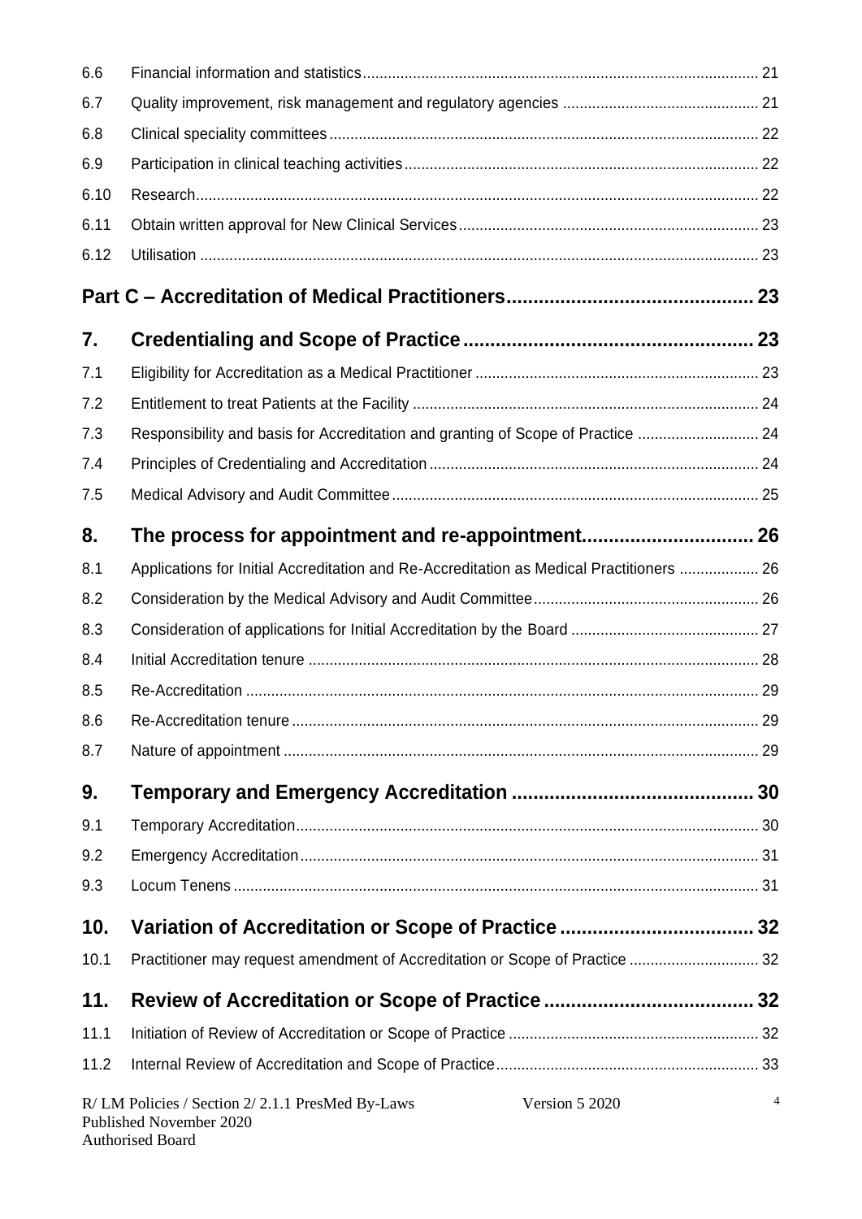| | | |
|---|---|---|
| 6.6 | Financial information and statistics | 21 |
| 6.7 | Quality improvement, risk management and regulatory agencies | 21 |
| 6.8 | Clinical speciality committees | 22 |
| 6.9 | Participation in clinical teaching activities | 22 |
| 6.10 | Research | 22 |
| 6.11 | Obtain written approval for New Clinical Services | 23 |
| 6.12 | Utilisation | 23 |
| **Part C – Accreditation of Medical Practitioners** | | **23** |
| **7.** | **Credentialing and Scope of Practice** | **23** |
| 7.1 | Eligibility for Accreditation as a Medical Practitioner | 23 |
| 7.2 | Entitlement to treat Patients at the Facility | 24 |
| 7.3 | Responsibility and basis for Accreditation and granting of Scope of Practice | 24 |
| 7.4 | Principles of Credentialing and Accreditation | 24 |
| 7.5 | Medical Advisory and Audit Committee | 25 |
| **8.** | **The process for appointment and re-appointment** | **26** |
| 8.1 | Applications for Initial Accreditation and Re-Accreditation as Medical Practitioners | 26 |
| 8.2 | Consideration by the Medical Advisory and Audit Committee | 26 |
| 8.3 | Consideration of applications for Initial Accreditation by the Board | 27 |
| 8.4 | Initial Accreditation tenure | 28 |
| 8.5 | Re-Accreditation | 29 |
| 8.6 | Re-Accreditation tenure | 29 |
| 8.7 | Nature of appointment | 29 |
| **9.** | **Temporary and Emergency Accreditation** | **30** |
| 9.1 | Temporary Accreditation | 30 |
| 9.2 | Emergency Accreditation | 31 |
| 9.3 | Locum Tenens | 31 |
| **10.** | **Variation of Accreditation or Scope of Practice** | **32** |
| 10.1 | Practitioner may request amendment of Accreditation or Scope of Practice | 32 |
| **11.** | **Review of Accreditation or Scope of Practice** | **32** |
| 11.1 | Initiation of Review of Accreditation or Scope of Practice | 32 |
| 11.2 | Internal Review of Accreditation and Scope of Practice | 33 |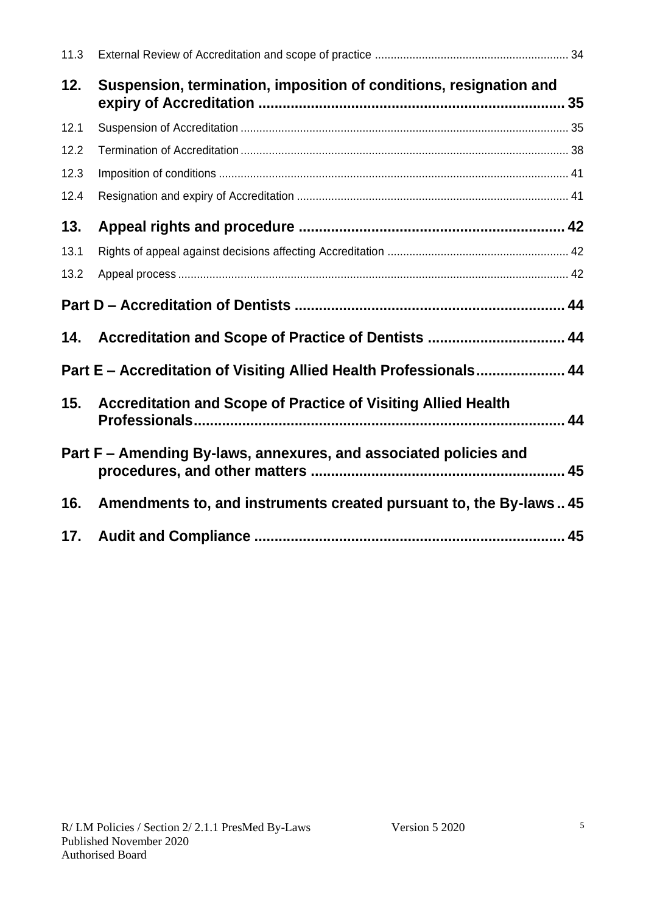11.3 External Review of Accreditation and scope of practice ............................................................. 34

**12. Suspension, termination, imposition of conditions, resignation and expiry of Accreditation ............................................................................ 35**

12.1 Suspension of Accreditation ........................................................................................................ 35

12.2 Termination of Accreditation ........................................................................................................ 38

12.3 Imposition of conditions ............................................................................................................... 41

12.4 Resignation and expiry of Accreditation ...................................................................................... 41

**13. Appeal rights and procedure .................................................................. 42**

13.1 Rights of appeal against decisions affecting Accreditation .......................................................... 42

13.2 Appeal process ............................................................................................................................ 42

**Part D – Accreditation of Dentists .................................................................. 44**

**14. Accreditation and Scope of Practice of Dentists ................................. 44**

**Part E – Accreditation of Visiting Allied Health Professionals...................... 44**

**15. Accreditation and Scope of Practice of Visiting Allied Health Professionals........................................................................................... 44**

**Part F – Amending By-laws, annexures, and associated policies and procedures, and other matters .............................................................. 45**

**16. Amendments to, and instruments created pursuant to, the By-laws .. 45**

**17. Audit and Compliance ............................................................................ 45**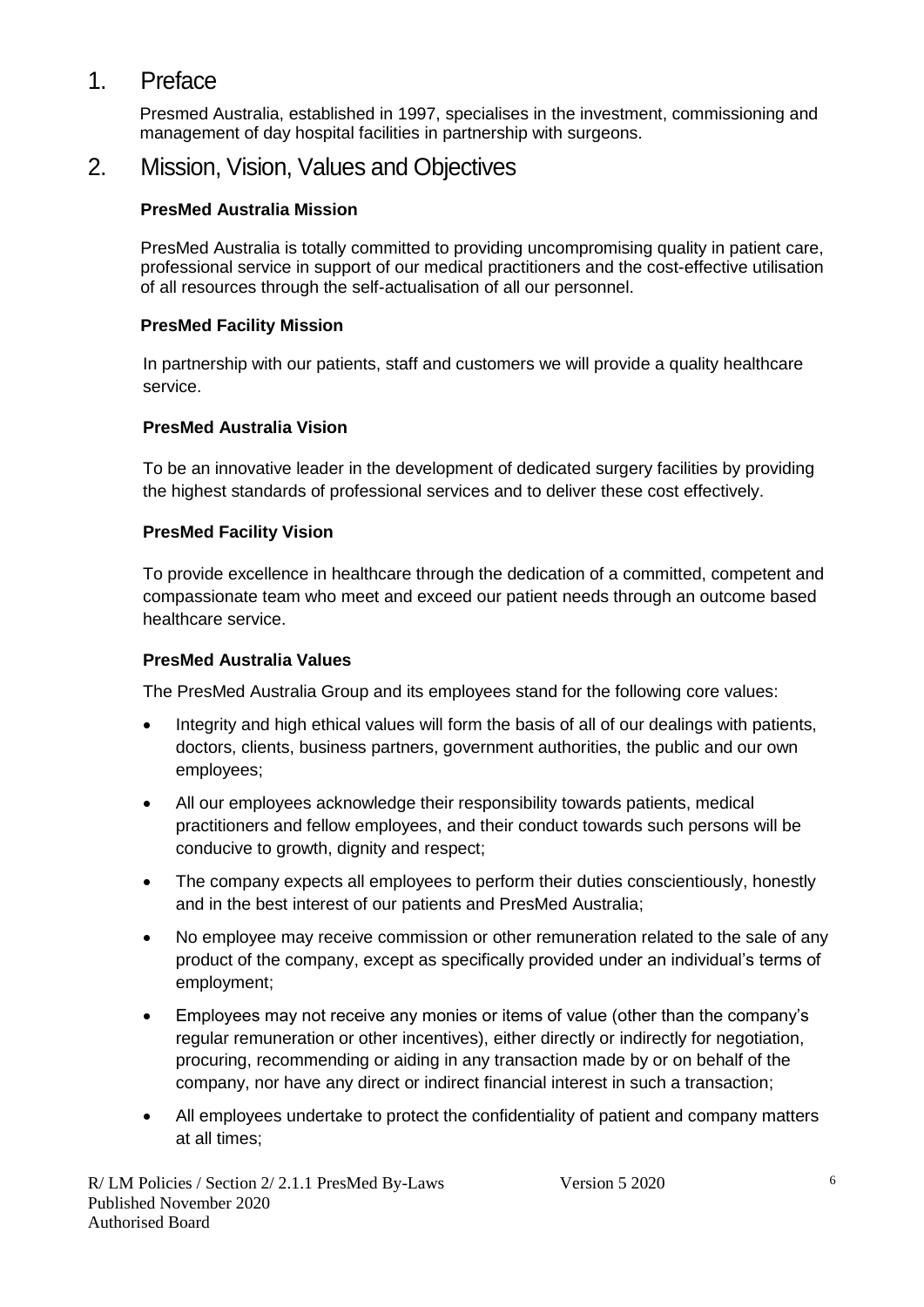# 1. Preface

Presmed Australia, established in 1997, specialises in the investment, commissioning and management of day hospital facilities in partnership with surgeons.

# 2. Mission, Vision, Values and Objectives

**PresMed Australia Mission**

PresMed Australia is totally committed to providing uncompromising quality in patient care, professional service in support of our medical practitioners and the cost-effective utilisation of all resources through the self-actualisation of all our personnel.

**PresMed Facility Mission**

In partnership with our patients, staff and customers we will provide a quality healthcare service.

**PresMed Australia Vision**

To be an innovative leader in the development of dedicated surgery facilities by providing the highest standards of professional services and to deliver these cost effectively.

**PresMed Facility Vision**

To provide excellence in healthcare through the dedication of a committed, competent and compassionate team who meet and exceed our patient needs through an outcome based healthcare service.

**PresMed Australia Values**

The PresMed Australia Group and its employees stand for the following core values:

- Integrity and high ethical values will form the basis of all of our dealings with patients, doctors, clients, business partners, government authorities, the public and our own employees;
- All our employees acknowledge their responsibility towards patients, medical practitioners and fellow employees, and their conduct towards such persons will be conducive to growth, dignity and respect;
- The company expects all employees to perform their duties conscientiously, honestly and in the best interest of our patients and PresMed Australia;
- No employee may receive commission or other remuneration related to the sale of any product of the company, except as specifically provided under an individual's terms of employment;
- Employees may not receive any monies or items of value (other than the company's regular remuneration or other incentives), either directly or indirectly for negotiation, procuring, recommending or aiding in any transaction made by or on behalf of the company, nor have any direct or indirect financial interest in such a transaction;
- All employees undertake to protect the confidentiality of patient and company matters at all times;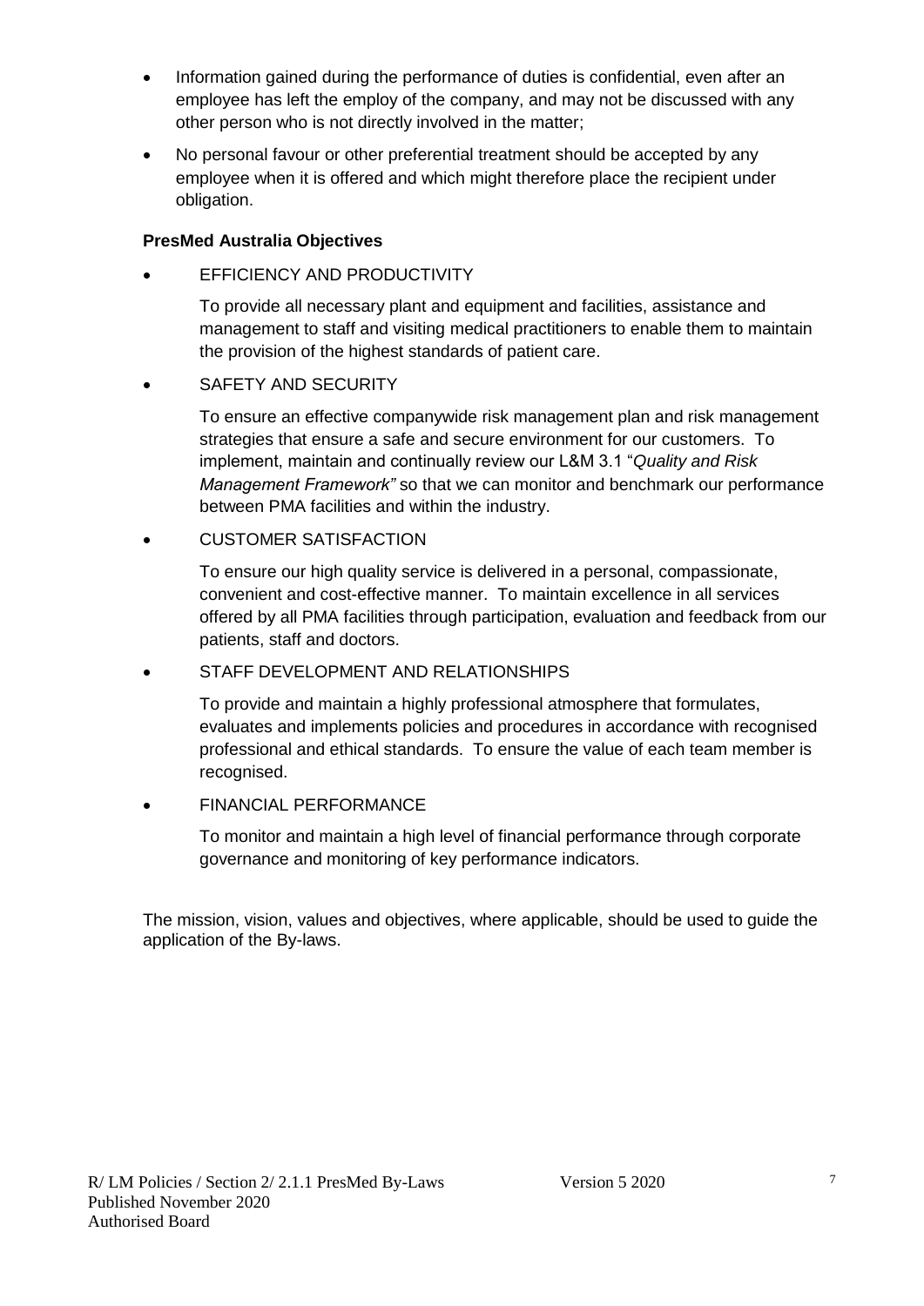- Information gained during the performance of duties is confidential, even after an employee has left the employ of the company, and may not be discussed with any other person who is not directly involved in the matter;
- No personal favour or other preferential treatment should be accepted by any employee when it is offered and which might therefore place the recipient under obligation.

**PresMed Australia Objectives**

- EFFICIENCY AND PRODUCTIVITY

  To provide all necessary plant and equipment and facilities, assistance and management to staff and visiting medical practitioners to enable them to maintain the provision of the highest standards of patient care.

- SAFETY AND SECURITY

  To ensure an effective companywide risk management plan and risk management strategies that ensure a safe and secure environment for our customers. To implement, maintain and continually review our L&M 3.1 "*Quality and Risk Management Framework"* so that we can monitor and benchmark our performance between PMA facilities and within the industry.

- CUSTOMER SATISFACTION

  To ensure our high quality service is delivered in a personal, compassionate, convenient and cost-effective manner. To maintain excellence in all services offered by all PMA facilities through participation, evaluation and feedback from our patients, staff and doctors.

- STAFF DEVELOPMENT AND RELATIONSHIPS

  To provide and maintain a highly professional atmosphere that formulates, evaluates and implements policies and procedures in accordance with recognised professional and ethical standards. To ensure the value of each team member is recognised.

- FINANCIAL PERFORMANCE

  To monitor and maintain a high level of financial performance through corporate governance and monitoring of key performance indicators.

The mission, vision, values and objectives, where applicable, should be used to guide the application of the By-laws.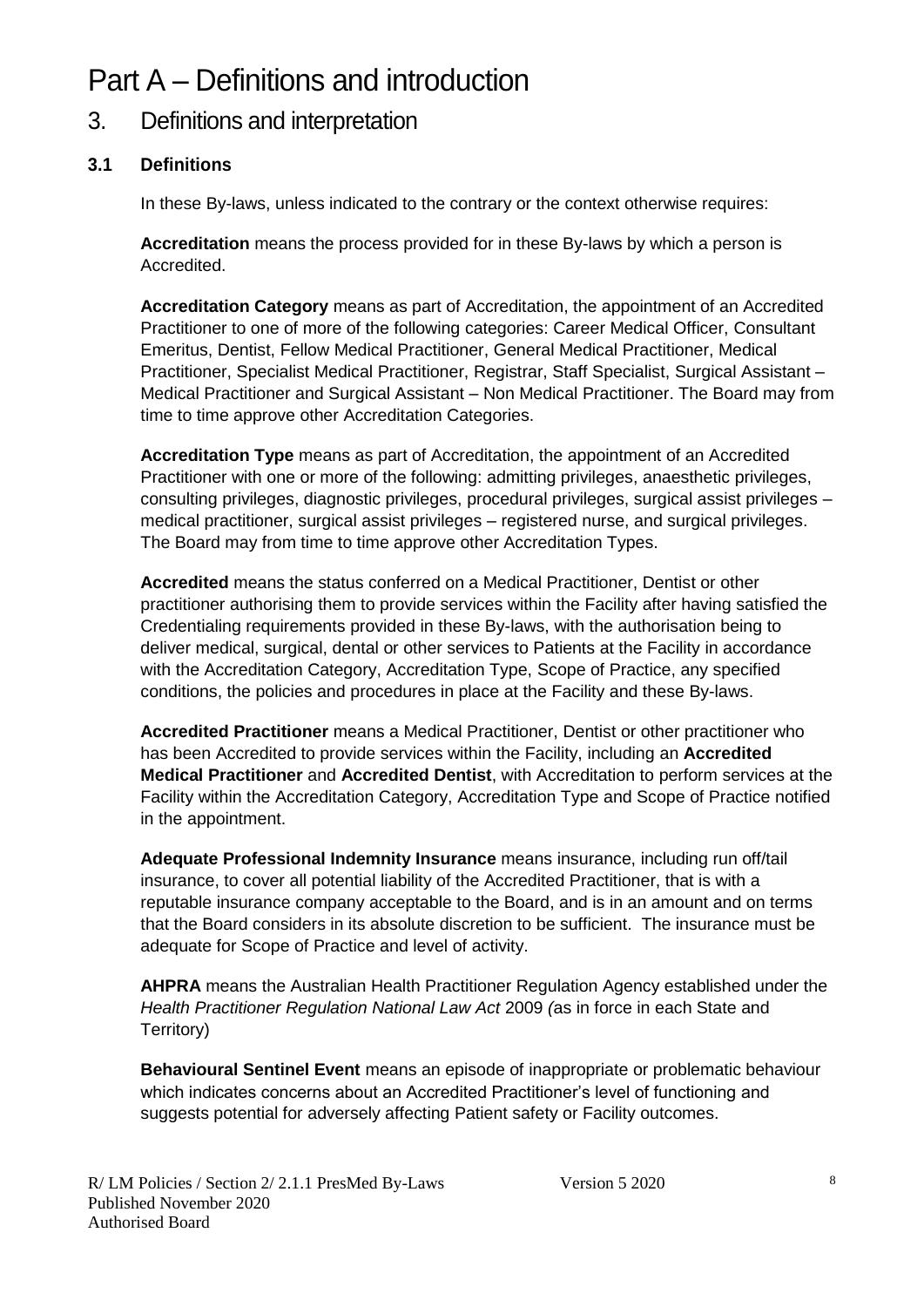# Part A – Definitions and introduction

## 3. Definitions and interpretation

### 3.1 Definitions

In these By-laws, unless indicated to the contrary or the context otherwise requires:

**Accreditation** means the process provided for in these By-laws by which a person is Accredited.

**Accreditation Category** means as part of Accreditation, the appointment of an Accredited Practitioner to one of more of the following categories: Career Medical Officer, Consultant Emeritus, Dentist, Fellow Medical Practitioner, General Medical Practitioner, Medical Practitioner, Specialist Medical Practitioner, Registrar, Staff Specialist, Surgical Assistant – Medical Practitioner and Surgical Assistant – Non Medical Practitioner. The Board may from time to time approve other Accreditation Categories.

**Accreditation Type** means as part of Accreditation, the appointment of an Accredited Practitioner with one or more of the following: admitting privileges, anaesthetic privileges, consulting privileges, diagnostic privileges, procedural privileges, surgical assist privileges – medical practitioner, surgical assist privileges – registered nurse, and surgical privileges. The Board may from time to time approve other Accreditation Types.

**Accredited** means the status conferred on a Medical Practitioner, Dentist or other practitioner authorising them to provide services within the Facility after having satisfied the Credentialing requirements provided in these By-laws, with the authorisation being to deliver medical, surgical, dental or other services to Patients at the Facility in accordance with the Accreditation Category, Accreditation Type, Scope of Practice, any specified conditions, the policies and procedures in place at the Facility and these By-laws.

**Accredited Practitioner** means a Medical Practitioner, Dentist or other practitioner who has been Accredited to provide services within the Facility, including an **Accredited Medical Practitioner** and **Accredited Dentist**, with Accreditation to perform services at the Facility within the Accreditation Category, Accreditation Type and Scope of Practice notified in the appointment.

**Adequate Professional Indemnity Insurance** means insurance, including run off/tail insurance, to cover all potential liability of the Accredited Practitioner, that is with a reputable insurance company acceptable to the Board, and is in an amount and on terms that the Board considers in its absolute discretion to be sufficient. The insurance must be adequate for Scope of Practice and level of activity.

**AHPRA** means the Australian Health Practitioner Regulation Agency established under the *Health Practitioner Regulation National Law Act* 2009 (as in force in each State and Territory)

**Behavioural Sentinel Event** means an episode of inappropriate or problematic behaviour which indicates concerns about an Accredited Practitioner's level of functioning and suggests potential for adversely affecting Patient safety or Facility outcomes.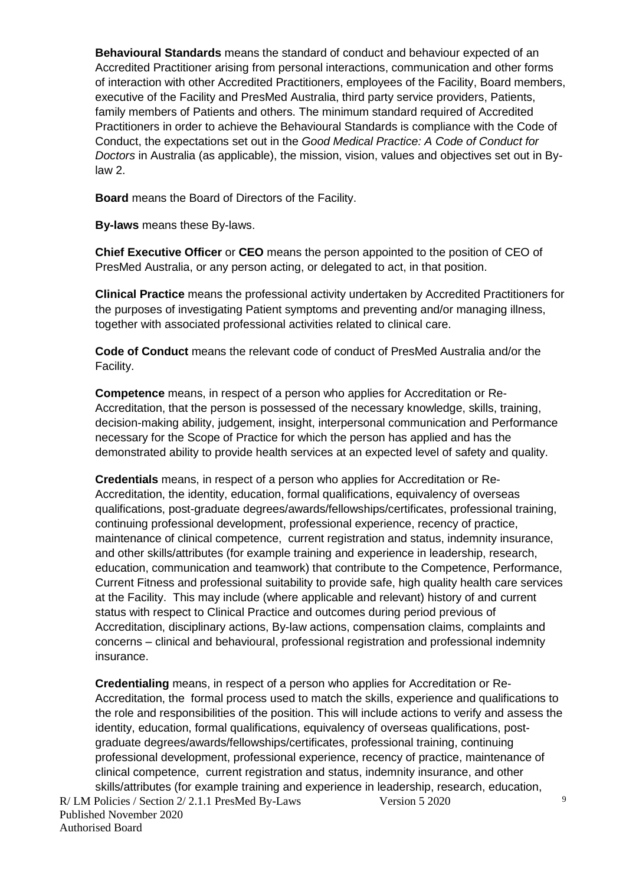**Behavioural Standards** means the standard of conduct and behaviour expected of an Accredited Practitioner arising from personal interactions, communication and other forms of interaction with other Accredited Practitioners, employees of the Facility, Board members, executive of the Facility and PresMed Australia, third party service providers, Patients, family members of Patients and others. The minimum standard required of Accredited Practitioners in order to achieve the Behavioural Standards is compliance with the Code of Conduct, the expectations set out in the *Good Medical Practice: A Code of Conduct for Doctors* in Australia (as applicable), the mission, vision, values and objectives set out in By-law 2.

**Board** means the Board of Directors of the Facility.

**By-laws** means these By-laws.

**Chief Executive Officer** or **CEO** means the person appointed to the position of CEO of PresMed Australia, or any person acting, or delegated to act, in that position.

**Clinical Practice** means the professional activity undertaken by Accredited Practitioners for the purposes of investigating Patient symptoms and preventing and/or managing illness, together with associated professional activities related to clinical care.

**Code of Conduct** means the relevant code of conduct of PresMed Australia and/or the Facility.

**Competence** means, in respect of a person who applies for Accreditation or Re-Accreditation, that the person is possessed of the necessary knowledge, skills, training, decision-making ability, judgement, insight, interpersonal communication and Performance necessary for the Scope of Practice for which the person has applied and has the demonstrated ability to provide health services at an expected level of safety and quality.

**Credentials** means, in respect of a person who applies for Accreditation or Re-Accreditation, the identity, education, formal qualifications, equivalency of overseas qualifications, post-graduate degrees/awards/fellowships/certificates, professional training, continuing professional development, professional experience, recency of practice, maintenance of clinical competence, current registration and status, indemnity insurance, and other skills/attributes (for example training and experience in leadership, research, education, communication and teamwork) that contribute to the Competence, Performance, Current Fitness and professional suitability to provide safe, high quality health care services at the Facility. This may include (where applicable and relevant) history of and current status with respect to Clinical Practice and outcomes during period previous of Accreditation, disciplinary actions, By-law actions, compensation claims, complaints and concerns – clinical and behavioural, professional registration and professional indemnity insurance.

**Credentialing** means, in respect of a person who applies for Accreditation or Re-Accreditation, the formal process used to match the skills, experience and qualifications to the role and responsibilities of the position. This will include actions to verify and assess the identity, education, formal qualifications, equivalency of overseas qualifications, post-graduate degrees/awards/fellowships/certificates, professional training, continuing professional development, professional experience, recency of practice, maintenance of clinical competence, current registration and status, indemnity insurance, and other skills/attributes (for example training and experience in leadership, research, education,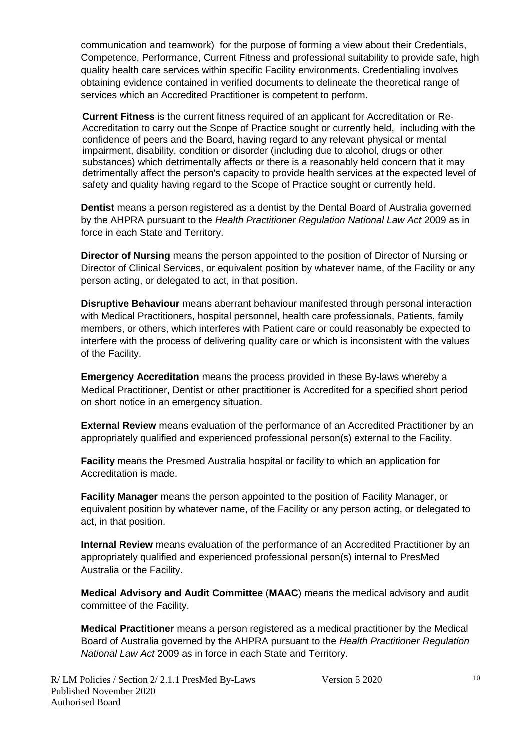communication and teamwork) for the purpose of forming a view about their Credentials, Competence, Performance, Current Fitness and professional suitability to provide safe, high quality health care services within specific Facility environments. Credentialing involves obtaining evidence contained in verified documents to delineate the theoretical range of services which an Accredited Practitioner is competent to perform.

**Current Fitness** is the current fitness required of an applicant for Accreditation or Re-Accreditation to carry out the Scope of Practice sought or currently held, including with the confidence of peers and the Board, having regard to any relevant physical or mental impairment, disability, condition or disorder (including due to alcohol, drugs or other substances) which detrimentally affects or there is a reasonably held concern that it may detrimentally affect the person's capacity to provide health services at the expected level of safety and quality having regard to the Scope of Practice sought or currently held.

**Dentist** means a person registered as a dentist by the Dental Board of Australia governed by the AHPRA pursuant to the *Health Practitioner Regulation National Law Act* 2009 as in force in each State and Territory.

**Director of Nursing** means the person appointed to the position of Director of Nursing or Director of Clinical Services, or equivalent position by whatever name, of the Facility or any person acting, or delegated to act, in that position.

**Disruptive Behaviour** means aberrant behaviour manifested through personal interaction with Medical Practitioners, hospital personnel, health care professionals, Patients, family members, or others, which interferes with Patient care or could reasonably be expected to interfere with the process of delivering quality care or which is inconsistent with the values of the Facility.

**Emergency Accreditation** means the process provided in these By-laws whereby a Medical Practitioner, Dentist or other practitioner is Accredited for a specified short period on short notice in an emergency situation.

**External Review** means evaluation of the performance of an Accredited Practitioner by an appropriately qualified and experienced professional person(s) external to the Facility.

**Facility** means the Presmed Australia hospital or facility to which an application for Accreditation is made.

**Facility Manager** means the person appointed to the position of Facility Manager, or equivalent position by whatever name, of the Facility or any person acting, or delegated to act, in that position.

**Internal Review** means evaluation of the performance of an Accredited Practitioner by an appropriately qualified and experienced professional person(s) internal to PresMed Australia or the Facility.

**Medical Advisory and Audit Committee** (**MAAC**) means the medical advisory and audit committee of the Facility.

**Medical Practitioner** means a person registered as a medical practitioner by the Medical Board of Australia governed by the AHPRA pursuant to the *Health Practitioner Regulation National Law Act* 2009 as in force in each State and Territory.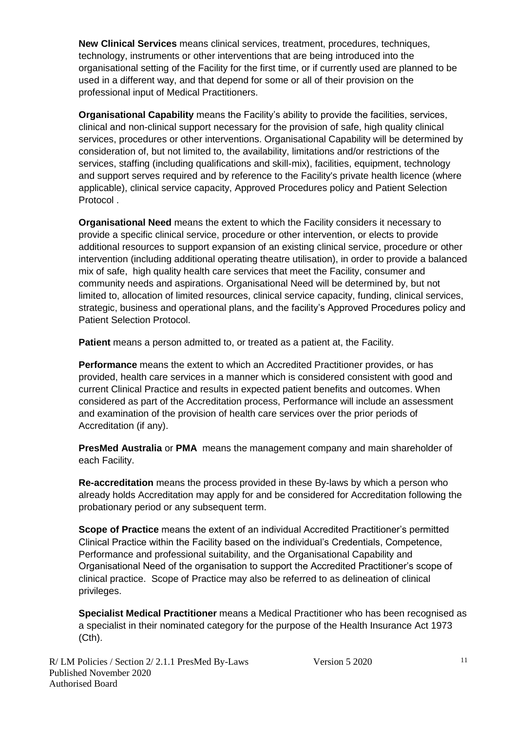**New Clinical Services** means clinical services, treatment, procedures, techniques, technology, instruments or other interventions that are being introduced into the organisational setting of the Facility for the first time, or if currently used are planned to be used in a different way, and that depend for some or all of their provision on the professional input of Medical Practitioners.

**Organisational Capability** means the Facility's ability to provide the facilities, services, clinical and non-clinical support necessary for the provision of safe, high quality clinical services, procedures or other interventions. Organisational Capability will be determined by consideration of, but not limited to, the availability, limitations and/or restrictions of the services, staffing (including qualifications and skill-mix), facilities, equipment, technology and support serves required and by reference to the Facility's private health licence (where applicable), clinical service capacity, Approved Procedures policy and Patient Selection Protocol .

**Organisational Need** means the extent to which the Facility considers it necessary to provide a specific clinical service, procedure or other intervention, or elects to provide additional resources to support expansion of an existing clinical service, procedure or other intervention (including additional operating theatre utilisation), in order to provide a balanced mix of safe, high quality health care services that meet the Facility, consumer and community needs and aspirations. Organisational Need will be determined by, but not limited to, allocation of limited resources, clinical service capacity, funding, clinical services, strategic, business and operational plans, and the facility's Approved Procedures policy and Patient Selection Protocol.

**Patient** means a person admitted to, or treated as a patient at, the Facility.

**Performance** means the extent to which an Accredited Practitioner provides, or has provided, health care services in a manner which is considered consistent with good and current Clinical Practice and results in expected patient benefits and outcomes. When considered as part of the Accreditation process, Performance will include an assessment and examination of the provision of health care services over the prior periods of Accreditation (if any).

**PresMed Australia** or **PMA** means the management company and main shareholder of each Facility.

**Re-accreditation** means the process provided in these By-laws by which a person who already holds Accreditation may apply for and be considered for Accreditation following the probationary period or any subsequent term.

**Scope of Practice** means the extent of an individual Accredited Practitioner's permitted Clinical Practice within the Facility based on the individual's Credentials, Competence, Performance and professional suitability, and the Organisational Capability and Organisational Need of the organisation to support the Accredited Practitioner's scope of clinical practice. Scope of Practice may also be referred to as delineation of clinical privileges.

**Specialist Medical Practitioner** means a Medical Practitioner who has been recognised as a specialist in their nominated category for the purpose of the Health Insurance Act 1973 (Cth).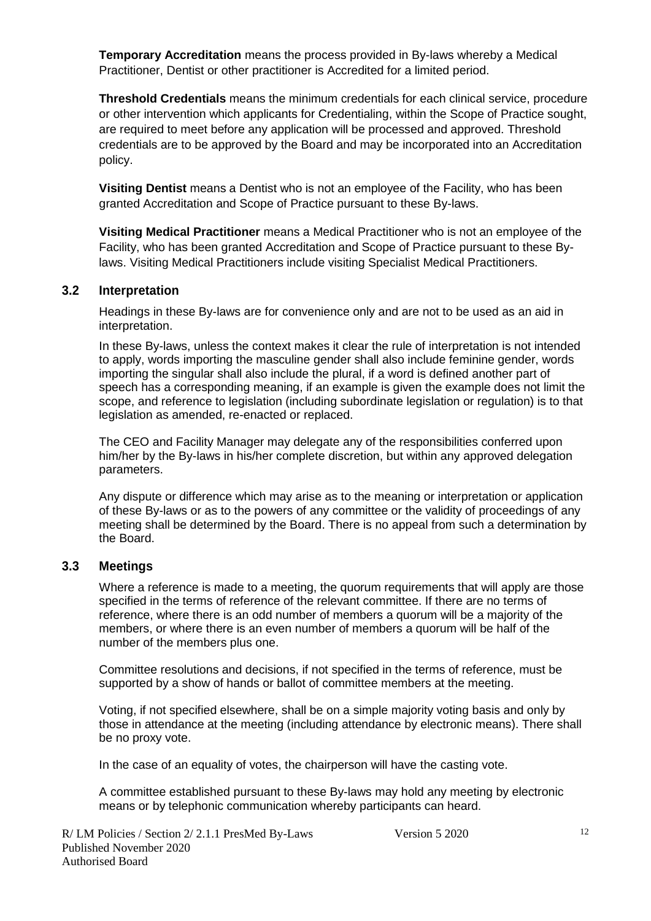**Temporary Accreditation** means the process provided in By-laws whereby a Medical Practitioner, Dentist or other practitioner is Accredited for a limited period.

**Threshold Credentials** means the minimum credentials for each clinical service, procedure or other intervention which applicants for Credentialing, within the Scope of Practice sought, are required to meet before any application will be processed and approved. Threshold credentials are to be approved by the Board and may be incorporated into an Accreditation policy.

**Visiting Dentist** means a Dentist who is not an employee of the Facility, who has been granted Accreditation and Scope of Practice pursuant to these By-laws.

**Visiting Medical Practitioner** means a Medical Practitioner who is not an employee of the Facility, who has been granted Accreditation and Scope of Practice pursuant to these By-laws. Visiting Medical Practitioners include visiting Specialist Medical Practitioners.

### 3.2 Interpretation

Headings in these By-laws are for convenience only and are not to be used as an aid in interpretation.

In these By-laws, unless the context makes it clear the rule of interpretation is not intended to apply, words importing the masculine gender shall also include feminine gender, words importing the singular shall also include the plural, if a word is defined another part of speech has a corresponding meaning, if an example is given the example does not limit the scope, and reference to legislation (including subordinate legislation or regulation) is to that legislation as amended, re-enacted or replaced.

The CEO and Facility Manager may delegate any of the responsibilities conferred upon him/her by the By-laws in his/her complete discretion, but within any approved delegation parameters.

Any dispute or difference which may arise as to the meaning or interpretation or application of these By-laws or as to the powers of any committee or the validity of proceedings of any meeting shall be determined by the Board. There is no appeal from such a determination by the Board.

### 3.3 Meetings

Where a reference is made to a meeting, the quorum requirements that will apply are those specified in the terms of reference of the relevant committee. If there are no terms of reference, where there is an odd number of members a quorum will be a majority of the members, or where there is an even number of members a quorum will be half of the number of the members plus one.

Committee resolutions and decisions, if not specified in the terms of reference, must be supported by a show of hands or ballot of committee members at the meeting.

Voting, if not specified elsewhere, shall be on a simple majority voting basis and only by those in attendance at the meeting (including attendance by electronic means). There shall be no proxy vote.

In the case of an equality of votes, the chairperson will have the casting vote.

A committee established pursuant to these By-laws may hold any meeting by electronic means or by telephonic communication whereby participants can heard.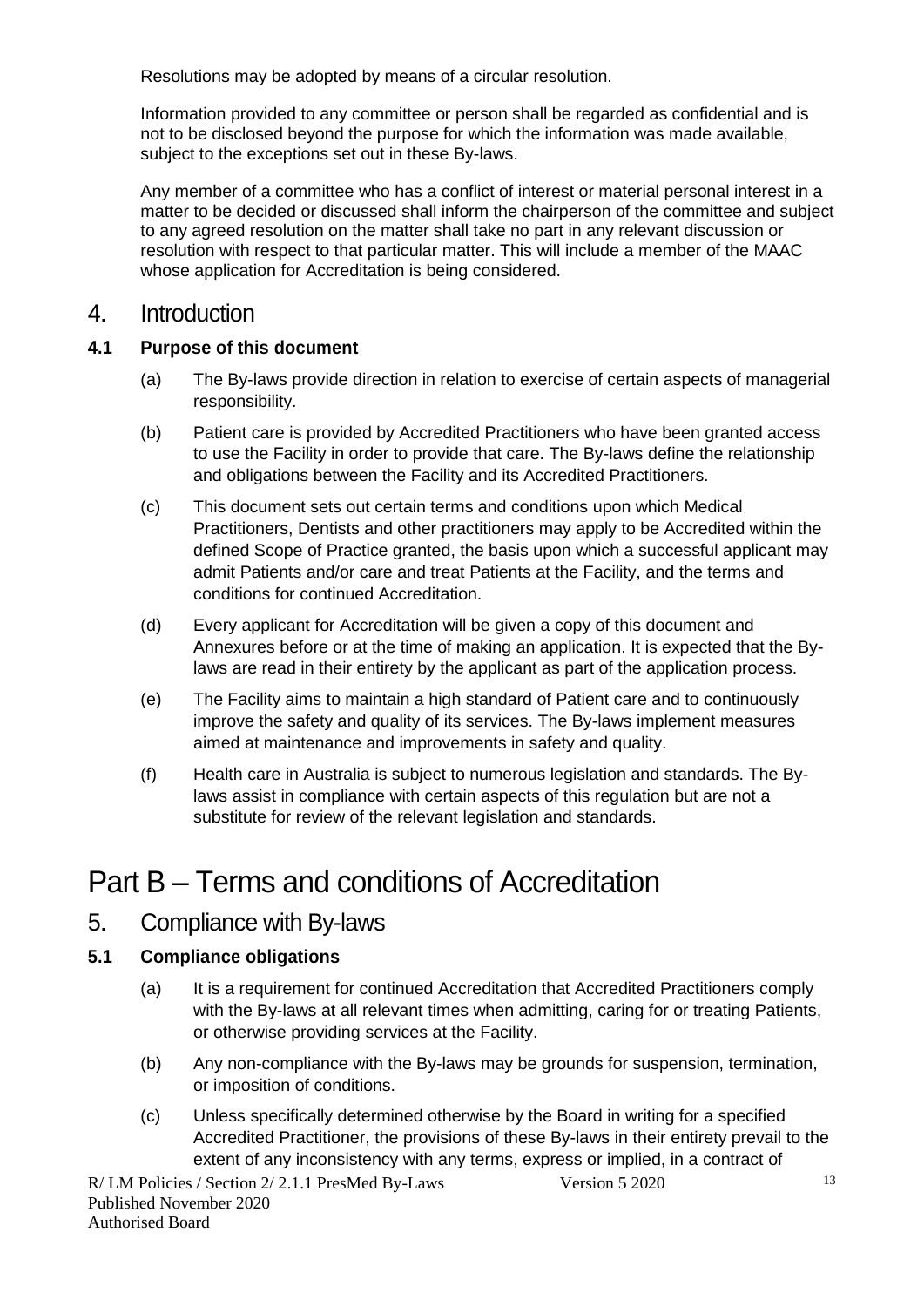Resolutions may be adopted by means of a circular resolution.

Information provided to any committee or person shall be regarded as confidential and is not to be disclosed beyond the purpose for which the information was made available, subject to the exceptions set out in these By-laws.

Any member of a committee who has a conflict of interest or material personal interest in a matter to be decided or discussed shall inform the chairperson of the committee and subject to any agreed resolution on the matter shall take no part in any relevant discussion or resolution with respect to that particular matter. This will include a member of the MAAC whose application for Accreditation is being considered.

## 4. Introduction

### 4.1 Purpose of this document

(a) The By-laws provide direction in relation to exercise of certain aspects of managerial responsibility.

(b) Patient care is provided by Accredited Practitioners who have been granted access to use the Facility in order to provide that care. The By-laws define the relationship and obligations between the Facility and its Accredited Practitioners.

(c) This document sets out certain terms and conditions upon which Medical Practitioners, Dentists and other practitioners may apply to be Accredited within the defined Scope of Practice granted, the basis upon which a successful applicant may admit Patients and/or care and treat Patients at the Facility, and the terms and conditions for continued Accreditation.

(d) Every applicant for Accreditation will be given a copy of this document and Annexures before or at the time of making an application. It is expected that the By-laws are read in their entirety by the applicant as part of the application process.

(e) The Facility aims to maintain a high standard of Patient care and to continuously improve the safety and quality of its services. The By-laws implement measures aimed at maintenance and improvements in safety and quality.

(f) Health care in Australia is subject to numerous legislation and standards. The By-laws assist in compliance with certain aspects of this regulation but are not a substitute for review of the relevant legislation and standards.

# Part B – Terms and conditions of Accreditation

## 5. Compliance with By-laws

### 5.1 Compliance obligations

(a) It is a requirement for continued Accreditation that Accredited Practitioners comply with the By-laws at all relevant times when admitting, caring for or treating Patients, or otherwise providing services at the Facility.

(b) Any non-compliance with the By-laws may be grounds for suspension, termination, or imposition of conditions.

(c) Unless specifically determined otherwise by the Board in writing for a specified Accredited Practitioner, the provisions of these By-laws in their entirety prevail to the extent of any inconsistency with any terms, express or implied, in a contract of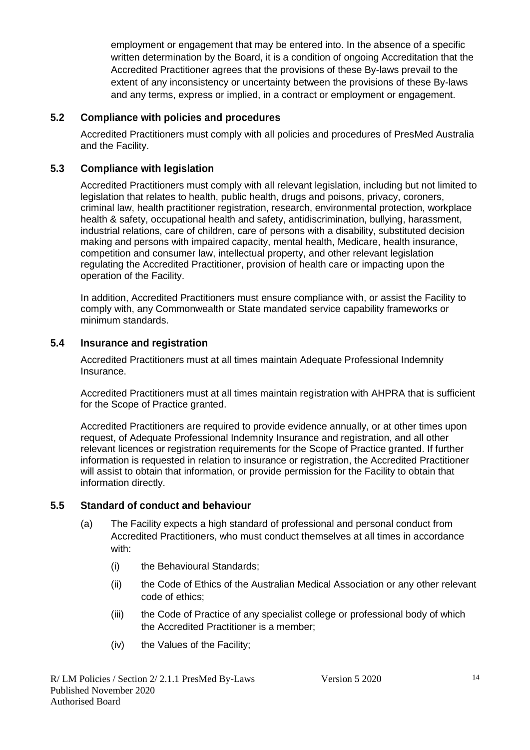employment or engagement that may be entered into. In the absence of a specific written determination by the Board, it is a condition of ongoing Accreditation that the Accredited Practitioner agrees that the provisions of these By-laws prevail to the extent of any inconsistency or uncertainty between the provisions of these By-laws and any terms, express or implied, in a contract or employment or engagement.

### 5.2 Compliance with policies and procedures

Accredited Practitioners must comply with all policies and procedures of PresMed Australia and the Facility.

### 5.3 Compliance with legislation

Accredited Practitioners must comply with all relevant legislation, including but not limited to legislation that relates to health, public health, drugs and poisons, privacy, coroners, criminal law, health practitioner registration, research, environmental protection, workplace health & safety, occupational health and safety, antidiscrimination, bullying, harassment, industrial relations, care of children, care of persons with a disability, substituted decision making and persons with impaired capacity, mental health, Medicare, health insurance, competition and consumer law, intellectual property, and other relevant legislation regulating the Accredited Practitioner, provision of health care or impacting upon the operation of the Facility.

In addition, Accredited Practitioners must ensure compliance with, or assist the Facility to comply with, any Commonwealth or State mandated service capability frameworks or minimum standards.

### 5.4 Insurance and registration

Accredited Practitioners must at all times maintain Adequate Professional Indemnity Insurance.

Accredited Practitioners must at all times maintain registration with AHPRA that is sufficient for the Scope of Practice granted.

Accredited Practitioners are required to provide evidence annually, or at other times upon request, of Adequate Professional Indemnity Insurance and registration, and all other relevant licences or registration requirements for the Scope of Practice granted. If further information is requested in relation to insurance or registration, the Accredited Practitioner will assist to obtain that information, or provide permission for the Facility to obtain that information directly.

### 5.5 Standard of conduct and behaviour

(a) The Facility expects a high standard of professional and personal conduct from Accredited Practitioners, who must conduct themselves at all times in accordance with:

  (i) the Behavioural Standards;

  (ii) the Code of Ethics of the Australian Medical Association or any other relevant code of ethics;

  (iii) the Code of Practice of any specialist college or professional body of which the Accredited Practitioner is a member;

  (iv) the Values of the Facility;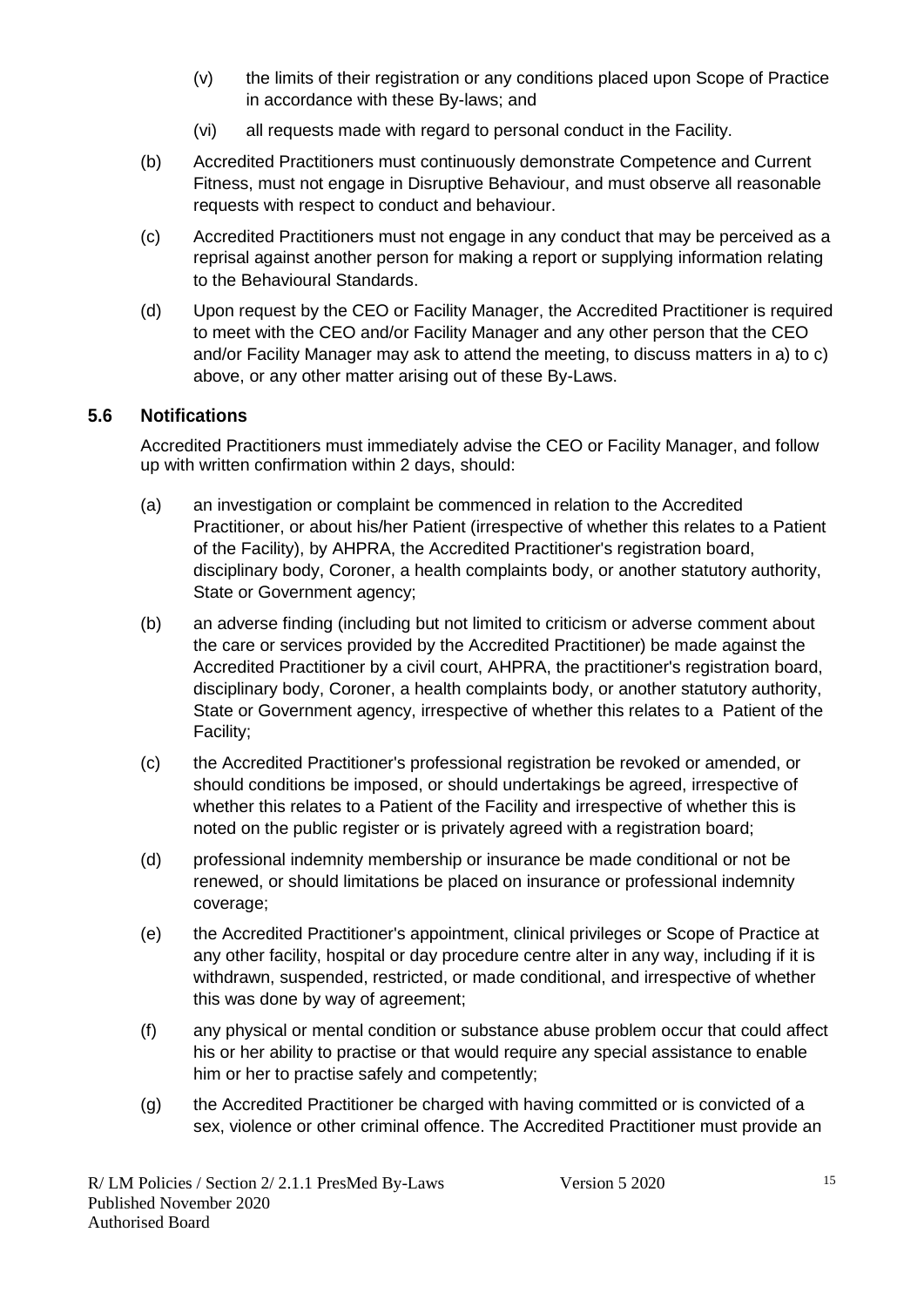(v) the limits of their registration or any conditions placed upon Scope of Practice in accordance with these By-laws; and

(vi) all requests made with regard to personal conduct in the Facility.

(b) Accredited Practitioners must continuously demonstrate Competence and Current Fitness, must not engage in Disruptive Behaviour, and must observe all reasonable requests with respect to conduct and behaviour.

(c) Accredited Practitioners must not engage in any conduct that may be perceived as a reprisal against another person for making a report or supplying information relating to the Behavioural Standards.

(d) Upon request by the CEO or Facility Manager, the Accredited Practitioner is required to meet with the CEO and/or Facility Manager and any other person that the CEO and/or Facility Manager may ask to attend the meeting, to discuss matters in a) to c) above, or any other matter arising out of these By-Laws.

### 5.6 Notifications

Accredited Practitioners must immediately advise the CEO or Facility Manager, and follow up with written confirmation within 2 days, should:

(a) an investigation or complaint be commenced in relation to the Accredited Practitioner, or about his/her Patient (irrespective of whether this relates to a Patient of the Facility), by AHPRA, the Accredited Practitioner's registration board, disciplinary body, Coroner, a health complaints body, or another statutory authority, State or Government agency;

(b) an adverse finding (including but not limited to criticism or adverse comment about the care or services provided by the Accredited Practitioner) be made against the Accredited Practitioner by a civil court, AHPRA, the practitioner's registration board, disciplinary body, Coroner, a health complaints body, or another statutory authority, State or Government agency, irrespective of whether this relates to a Patient of the Facility;

(c) the Accredited Practitioner's professional registration be revoked or amended, or should conditions be imposed, or should undertakings be agreed, irrespective of whether this relates to a Patient of the Facility and irrespective of whether this is noted on the public register or is privately agreed with a registration board;

(d) professional indemnity membership or insurance be made conditional or not be renewed, or should limitations be placed on insurance or professional indemnity coverage;

(e) the Accredited Practitioner's appointment, clinical privileges or Scope of Practice at any other facility, hospital or day procedure centre alter in any way, including if it is withdrawn, suspended, restricted, or made conditional, and irrespective of whether this was done by way of agreement;

(f) any physical or mental condition or substance abuse problem occur that could affect his or her ability to practise or that would require any special assistance to enable him or her to practise safely and competently;

(g) the Accredited Practitioner be charged with having committed or is convicted of a sex, violence or other criminal offence. The Accredited Practitioner must provide an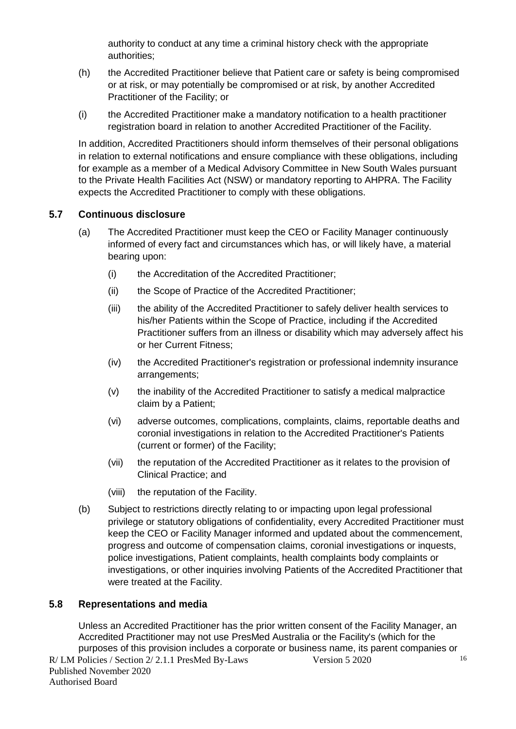authority to conduct at any time a criminal history check with the appropriate authorities;

(h) the Accredited Practitioner believe that Patient care or safety is being compromised or at risk, or may potentially be compromised or at risk, by another Accredited Practitioner of the Facility; or

(i) the Accredited Practitioner make a mandatory notification to a health practitioner registration board in relation to another Accredited Practitioner of the Facility.

In addition, Accredited Practitioners should inform themselves of their personal obligations in relation to external notifications and ensure compliance with these obligations, including for example as a member of a Medical Advisory Committee in New South Wales pursuant to the Private Health Facilities Act (NSW) or mandatory reporting to AHPRA. The Facility expects the Accredited Practitioner to comply with these obligations.

### 5.7 Continuous disclosure

(a) The Accredited Practitioner must keep the CEO or Facility Manager continuously informed of every fact and circumstances which has, or will likely have, a material bearing upon:

   (i) the Accreditation of the Accredited Practitioner;

   (ii) the Scope of Practice of the Accredited Practitioner;

   (iii) the ability of the Accredited Practitioner to safely deliver health services to his/her Patients within the Scope of Practice, including if the Accredited Practitioner suffers from an illness or disability which may adversely affect his or her Current Fitness;

   (iv) the Accredited Practitioner's registration or professional indemnity insurance arrangements;

   (v) the inability of the Accredited Practitioner to satisfy a medical malpractice claim by a Patient;

   (vi) adverse outcomes, complications, complaints, claims, reportable deaths and coronial investigations in relation to the Accredited Practitioner's Patients (current or former) of the Facility;

   (vii) the reputation of the Accredited Practitioner as it relates to the provision of Clinical Practice; and

   (viii) the reputation of the Facility.

(b) Subject to restrictions directly relating to or impacting upon legal professional privilege or statutory obligations of confidentiality, every Accredited Practitioner must keep the CEO or Facility Manager informed and updated about the commencement, progress and outcome of compensation claims, coronial investigations or inquests, police investigations, Patient complaints, health complaints body complaints or investigations, or other inquiries involving Patients of the Accredited Practitioner that were treated at the Facility.

### 5.8 Representations and media

Unless an Accredited Practitioner has the prior written consent of the Facility Manager, an Accredited Practitioner may not use PresMed Australia or the Facility's (which for the purposes of this provision includes a corporate or business name, its parent companies or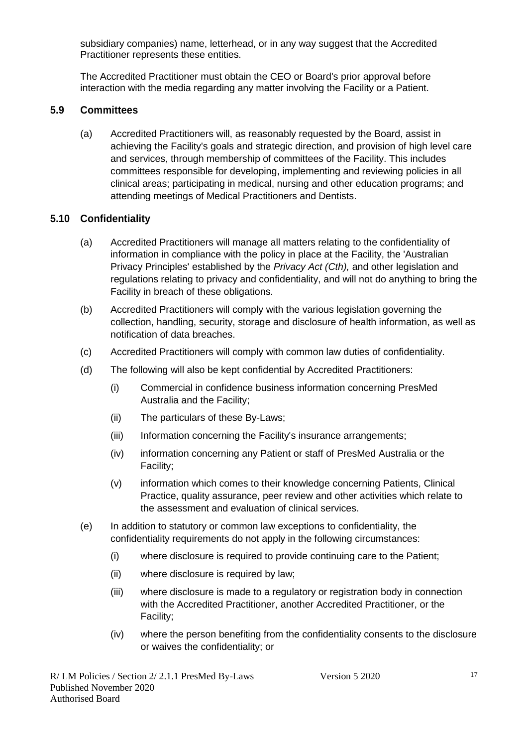subsidiary companies) name, letterhead, or in any way suggest that the Accredited Practitioner represents these entities.

The Accredited Practitioner must obtain the CEO or Board's prior approval before interaction with the media regarding any matter involving the Facility or a Patient.

### 5.9 Committees

(a) Accredited Practitioners will, as reasonably requested by the Board, assist in achieving the Facility's goals and strategic direction, and provision of high level care and services, through membership of committees of the Facility. This includes committees responsible for developing, implementing and reviewing policies in all clinical areas; participating in medical, nursing and other education programs; and attending meetings of Medical Practitioners and Dentists.

### 5.10 Confidentiality

(a) Accredited Practitioners will manage all matters relating to the confidentiality of information in compliance with the policy in place at the Facility, the 'Australian Privacy Principles' established by the *Privacy Act (Cth),* and other legislation and regulations relating to privacy and confidentiality, and will not do anything to bring the Facility in breach of these obligations.

(b) Accredited Practitioners will comply with the various legislation governing the collection, handling, security, storage and disclosure of health information, as well as notification of data breaches.

(c) Accredited Practitioners will comply with common law duties of confidentiality.

(d) The following will also be kept confidential by Accredited Practitioners:

   (i) Commercial in confidence business information concerning PresMed Australia and the Facility;

   (ii) The particulars of these By-Laws;

   (iii) Information concerning the Facility's insurance arrangements;

   (iv) information concerning any Patient or staff of PresMed Australia or the Facility;

   (v) information which comes to their knowledge concerning Patients, Clinical Practice, quality assurance, peer review and other activities which relate to the assessment and evaluation of clinical services.

(e) In addition to statutory or common law exceptions to confidentiality, the confidentiality requirements do not apply in the following circumstances:

   (i) where disclosure is required to provide continuing care to the Patient;

   (ii) where disclosure is required by law;

   (iii) where disclosure is made to a regulatory or registration body in connection with the Accredited Practitioner, another Accredited Practitioner, or the Facility;

   (iv) where the person benefiting from the confidentiality consents to the disclosure or waives the confidentiality; or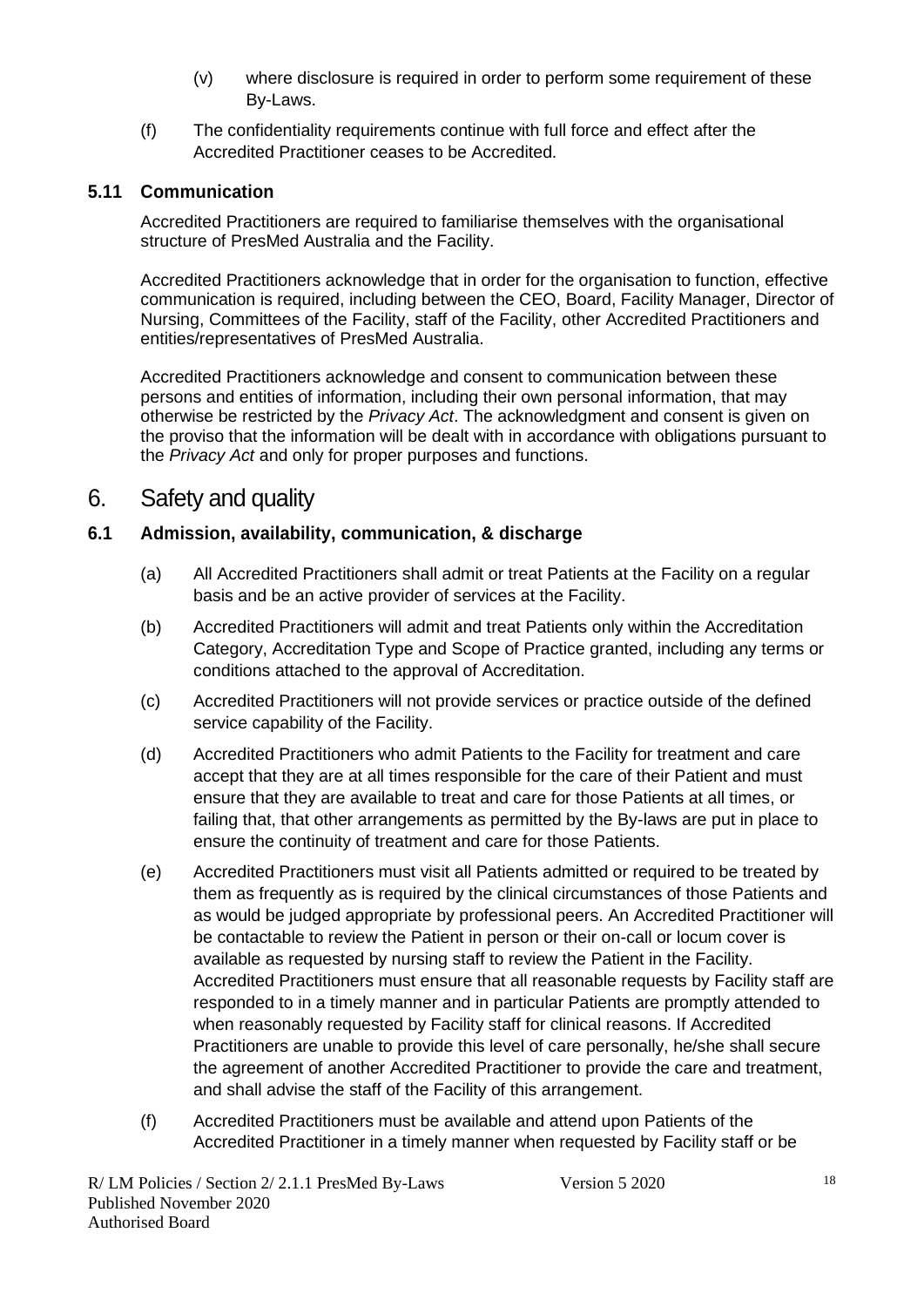(v) where disclosure is required in order to perform some requirement of these By-Laws.

(f) The confidentiality requirements continue with full force and effect after the Accredited Practitioner ceases to be Accredited.

### 5.11 Communication

Accredited Practitioners are required to familiarise themselves with the organisational structure of PresMed Australia and the Facility.

Accredited Practitioners acknowledge that in order for the organisation to function, effective communication is required, including between the CEO, Board, Facility Manager, Director of Nursing, Committees of the Facility, staff of the Facility, other Accredited Practitioners and entities/representatives of PresMed Australia.

Accredited Practitioners acknowledge and consent to communication between these persons and entities of information, including their own personal information, that may otherwise be restricted by the *Privacy Act*. The acknowledgment and consent is given on the proviso that the information will be dealt with in accordance with obligations pursuant to the *Privacy Act* and only for proper purposes and functions.

## 6. Safety and quality

### 6.1 Admission, availability, communication, & discharge

(a) All Accredited Practitioners shall admit or treat Patients at the Facility on a regular basis and be an active provider of services at the Facility.

(b) Accredited Practitioners will admit and treat Patients only within the Accreditation Category, Accreditation Type and Scope of Practice granted, including any terms or conditions attached to the approval of Accreditation.

(c) Accredited Practitioners will not provide services or practice outside of the defined service capability of the Facility.

(d) Accredited Practitioners who admit Patients to the Facility for treatment and care accept that they are at all times responsible for the care of their Patient and must ensure that they are available to treat and care for those Patients at all times, or failing that, that other arrangements as permitted by the By-laws are put in place to ensure the continuity of treatment and care for those Patients.

(e) Accredited Practitioners must visit all Patients admitted or required to be treated by them as frequently as is required by the clinical circumstances of those Patients and as would be judged appropriate by professional peers. An Accredited Practitioner will be contactable to review the Patient in person or their on-call or locum cover is available as requested by nursing staff to review the Patient in the Facility. Accredited Practitioners must ensure that all reasonable requests by Facility staff are responded to in a timely manner and in particular Patients are promptly attended to when reasonably requested by Facility staff for clinical reasons. If Accredited Practitioners are unable to provide this level of care personally, he/she shall secure the agreement of another Accredited Practitioner to provide the care and treatment, and shall advise the staff of the Facility of this arrangement.

(f) Accredited Practitioners must be available and attend upon Patients of the Accredited Practitioner in a timely manner when requested by Facility staff or be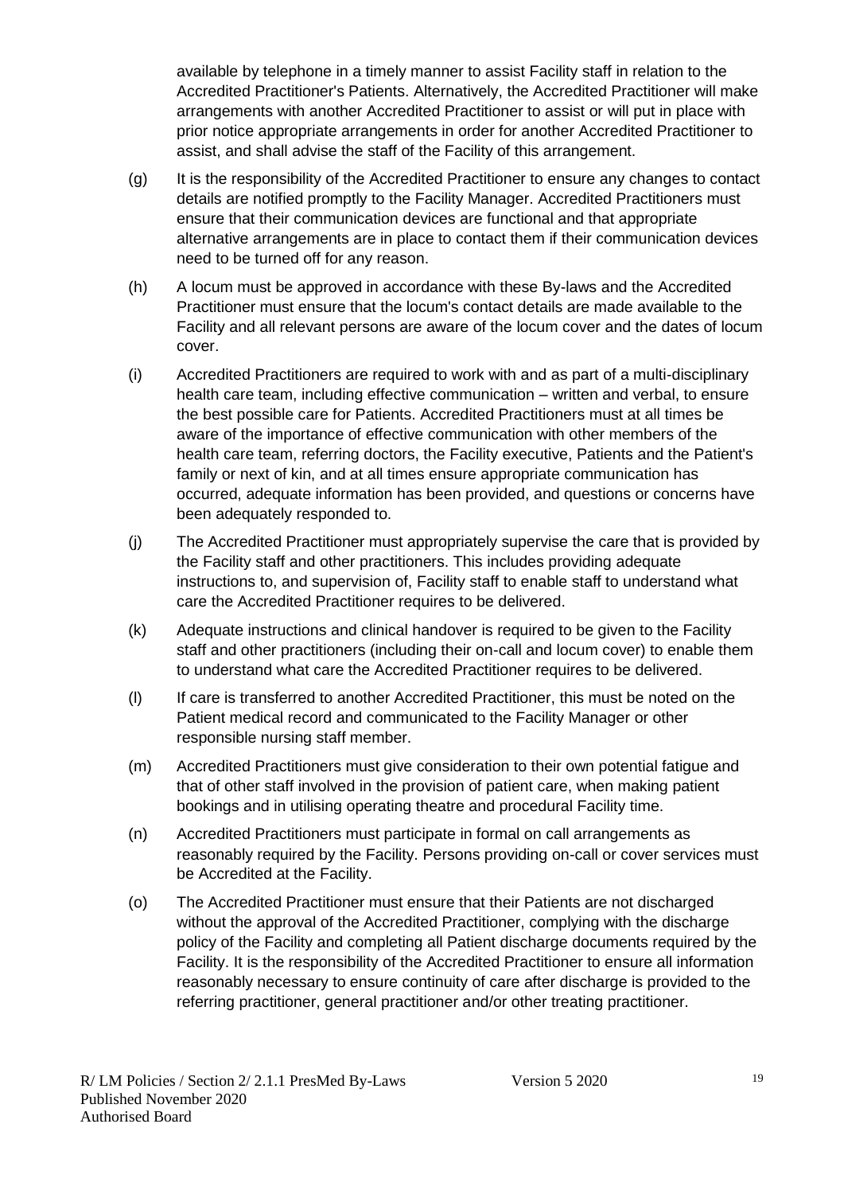available by telephone in a timely manner to assist Facility staff in relation to the Accredited Practitioner's Patients. Alternatively, the Accredited Practitioner will make arrangements with another Accredited Practitioner to assist or will put in place with prior notice appropriate arrangements in order for another Accredited Practitioner to assist, and shall advise the staff of the Facility of this arrangement.

(g) It is the responsibility of the Accredited Practitioner to ensure any changes to contact details are notified promptly to the Facility Manager. Accredited Practitioners must ensure that their communication devices are functional and that appropriate alternative arrangements are in place to contact them if their communication devices need to be turned off for any reason.

(h) A locum must be approved in accordance with these By-laws and the Accredited Practitioner must ensure that the locum's contact details are made available to the Facility and all relevant persons are aware of the locum cover and the dates of locum cover.

(i) Accredited Practitioners are required to work with and as part of a multi-disciplinary health care team, including effective communication – written and verbal, to ensure the best possible care for Patients. Accredited Practitioners must at all times be aware of the importance of effective communication with other members of the health care team, referring doctors, the Facility executive, Patients and the Patient's family or next of kin, and at all times ensure appropriate communication has occurred, adequate information has been provided, and questions or concerns have been adequately responded to.

(j) The Accredited Practitioner must appropriately supervise the care that is provided by the Facility staff and other practitioners. This includes providing adequate instructions to, and supervision of, Facility staff to enable staff to understand what care the Accredited Practitioner requires to be delivered.

(k) Adequate instructions and clinical handover is required to be given to the Facility staff and other practitioners (including their on-call and locum cover) to enable them to understand what care the Accredited Practitioner requires to be delivered.

(l) If care is transferred to another Accredited Practitioner, this must be noted on the Patient medical record and communicated to the Facility Manager or other responsible nursing staff member.

(m) Accredited Practitioners must give consideration to their own potential fatigue and that of other staff involved in the provision of patient care, when making patient bookings and in utilising operating theatre and procedural Facility time.

(n) Accredited Practitioners must participate in formal on call arrangements as reasonably required by the Facility. Persons providing on-call or cover services must be Accredited at the Facility.

(o) The Accredited Practitioner must ensure that their Patients are not discharged without the approval of the Accredited Practitioner, complying with the discharge policy of the Facility and completing all Patient discharge documents required by the Facility. It is the responsibility of the Accredited Practitioner to ensure all information reasonably necessary to ensure continuity of care after discharge is provided to the referring practitioner, general practitioner and/or other treating practitioner.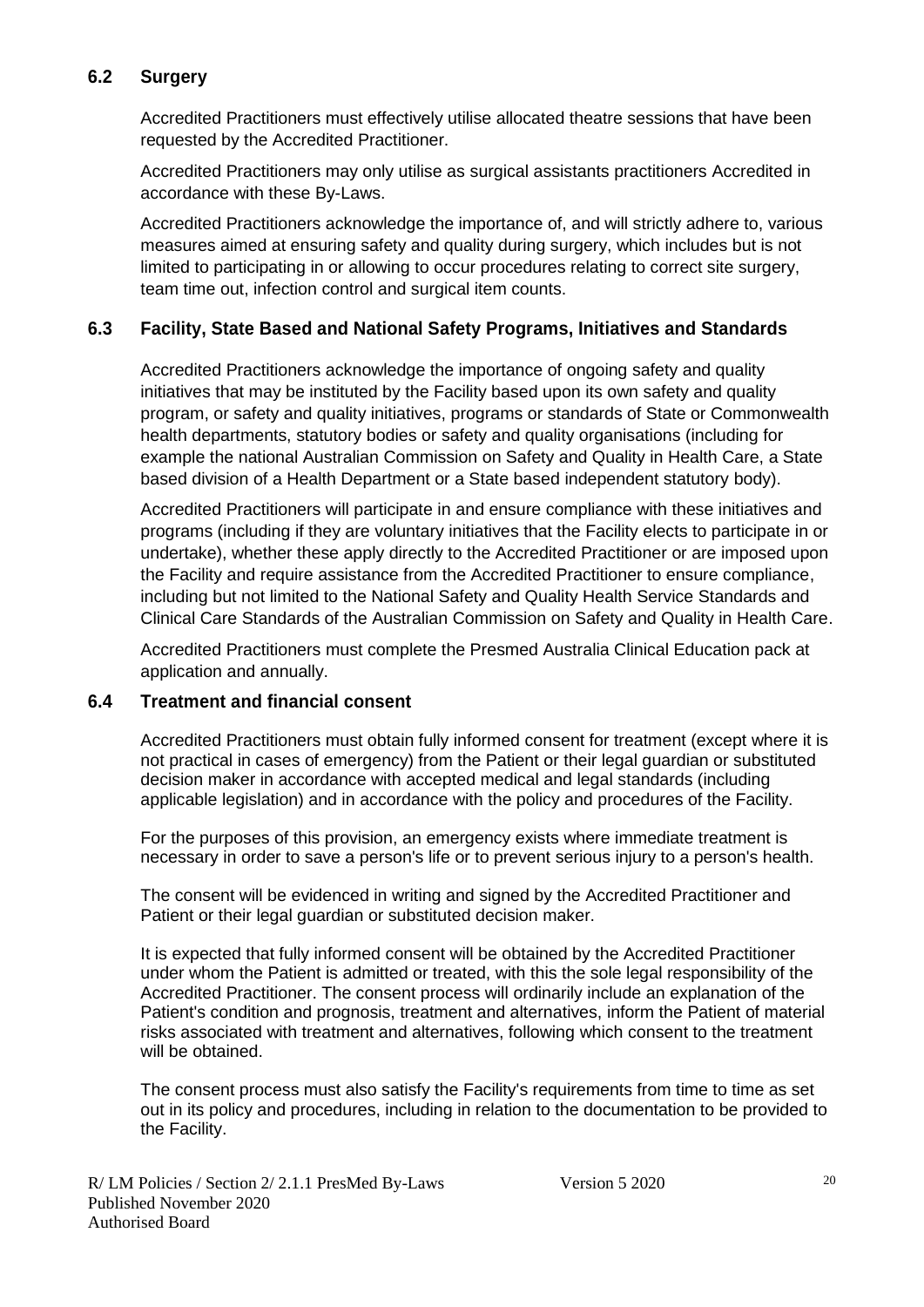### 6.2 Surgery

Accredited Practitioners must effectively utilise allocated theatre sessions that have been requested by the Accredited Practitioner.

Accredited Practitioners may only utilise as surgical assistants practitioners Accredited in accordance with these By-Laws.

Accredited Practitioners acknowledge the importance of, and will strictly adhere to, various measures aimed at ensuring safety and quality during surgery, which includes but is not limited to participating in or allowing to occur procedures relating to correct site surgery, team time out, infection control and surgical item counts.

### 6.3 Facility, State Based and National Safety Programs, Initiatives and Standards

Accredited Practitioners acknowledge the importance of ongoing safety and quality initiatives that may be instituted by the Facility based upon its own safety and quality program, or safety and quality initiatives, programs or standards of State or Commonwealth health departments, statutory bodies or safety and quality organisations (including for example the national Australian Commission on Safety and Quality in Health Care, a State based division of a Health Department or a State based independent statutory body).

Accredited Practitioners will participate in and ensure compliance with these initiatives and programs (including if they are voluntary initiatives that the Facility elects to participate in or undertake), whether these apply directly to the Accredited Practitioner or are imposed upon the Facility and require assistance from the Accredited Practitioner to ensure compliance, including but not limited to the National Safety and Quality Health Service Standards and Clinical Care Standards of the Australian Commission on Safety and Quality in Health Care.

Accredited Practitioners must complete the Presmed Australia Clinical Education pack at application and annually.

### 6.4 Treatment and financial consent

Accredited Practitioners must obtain fully informed consent for treatment (except where it is not practical in cases of emergency) from the Patient or their legal guardian or substituted decision maker in accordance with accepted medical and legal standards (including applicable legislation) and in accordance with the policy and procedures of the Facility.

For the purposes of this provision, an emergency exists where immediate treatment is necessary in order to save a person's life or to prevent serious injury to a person's health.

The consent will be evidenced in writing and signed by the Accredited Practitioner and Patient or their legal guardian or substituted decision maker.

It is expected that fully informed consent will be obtained by the Accredited Practitioner under whom the Patient is admitted or treated, with this the sole legal responsibility of the Accredited Practitioner. The consent process will ordinarily include an explanation of the Patient's condition and prognosis, treatment and alternatives, inform the Patient of material risks associated with treatment and alternatives, following which consent to the treatment will be obtained.

The consent process must also satisfy the Facility's requirements from time to time as set out in its policy and procedures, including in relation to the documentation to be provided to the Facility.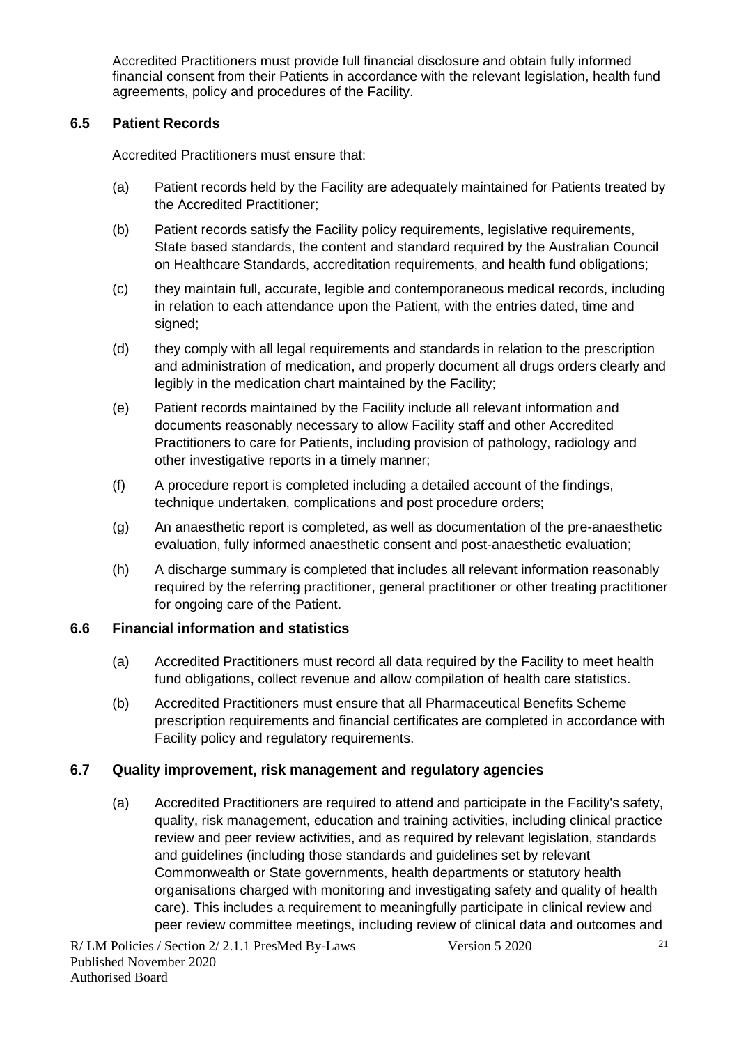Accredited Practitioners must provide full financial disclosure and obtain fully informed financial consent from their Patients in accordance with the relevant legislation, health fund agreements, policy and procedures of the Facility.

### 6.5 Patient Records

Accredited Practitioners must ensure that:

(a) Patient records held by the Facility are adequately maintained for Patients treated by the Accredited Practitioner;

(b) Patient records satisfy the Facility policy requirements, legislative requirements, State based standards, the content and standard required by the Australian Council on Healthcare Standards, accreditation requirements, and health fund obligations;

(c) they maintain full, accurate, legible and contemporaneous medical records, including in relation to each attendance upon the Patient, with the entries dated, time and signed;

(d) they comply with all legal requirements and standards in relation to the prescription and administration of medication, and properly document all drugs orders clearly and legibly in the medication chart maintained by the Facility;

(e) Patient records maintained by the Facility include all relevant information and documents reasonably necessary to allow Facility staff and other Accredited Practitioners to care for Patients, including provision of pathology, radiology and other investigative reports in a timely manner;

(f) A procedure report is completed including a detailed account of the findings, technique undertaken, complications and post procedure orders;

(g) An anaesthetic report is completed, as well as documentation of the pre-anaesthetic evaluation, fully informed anaesthetic consent and post-anaesthetic evaluation;

(h) A discharge summary is completed that includes all relevant information reasonably required by the referring practitioner, general practitioner or other treating practitioner for ongoing care of the Patient.

### 6.6 Financial information and statistics

(a) Accredited Practitioners must record all data required by the Facility to meet health fund obligations, collect revenue and allow compilation of health care statistics.

(b) Accredited Practitioners must ensure that all Pharmaceutical Benefits Scheme prescription requirements and financial certificates are completed in accordance with Facility policy and regulatory requirements.

### 6.7 Quality improvement, risk management and regulatory agencies

(a) Accredited Practitioners are required to attend and participate in the Facility's safety, quality, risk management, education and training activities, including clinical practice review and peer review activities, and as required by relevant legislation, standards and guidelines (including those standards and guidelines set by relevant Commonwealth or State governments, health departments or statutory health organisations charged with monitoring and investigating safety and quality of health care). This includes a requirement to meaningfully participate in clinical review and peer review committee meetings, including review of clinical data and outcomes and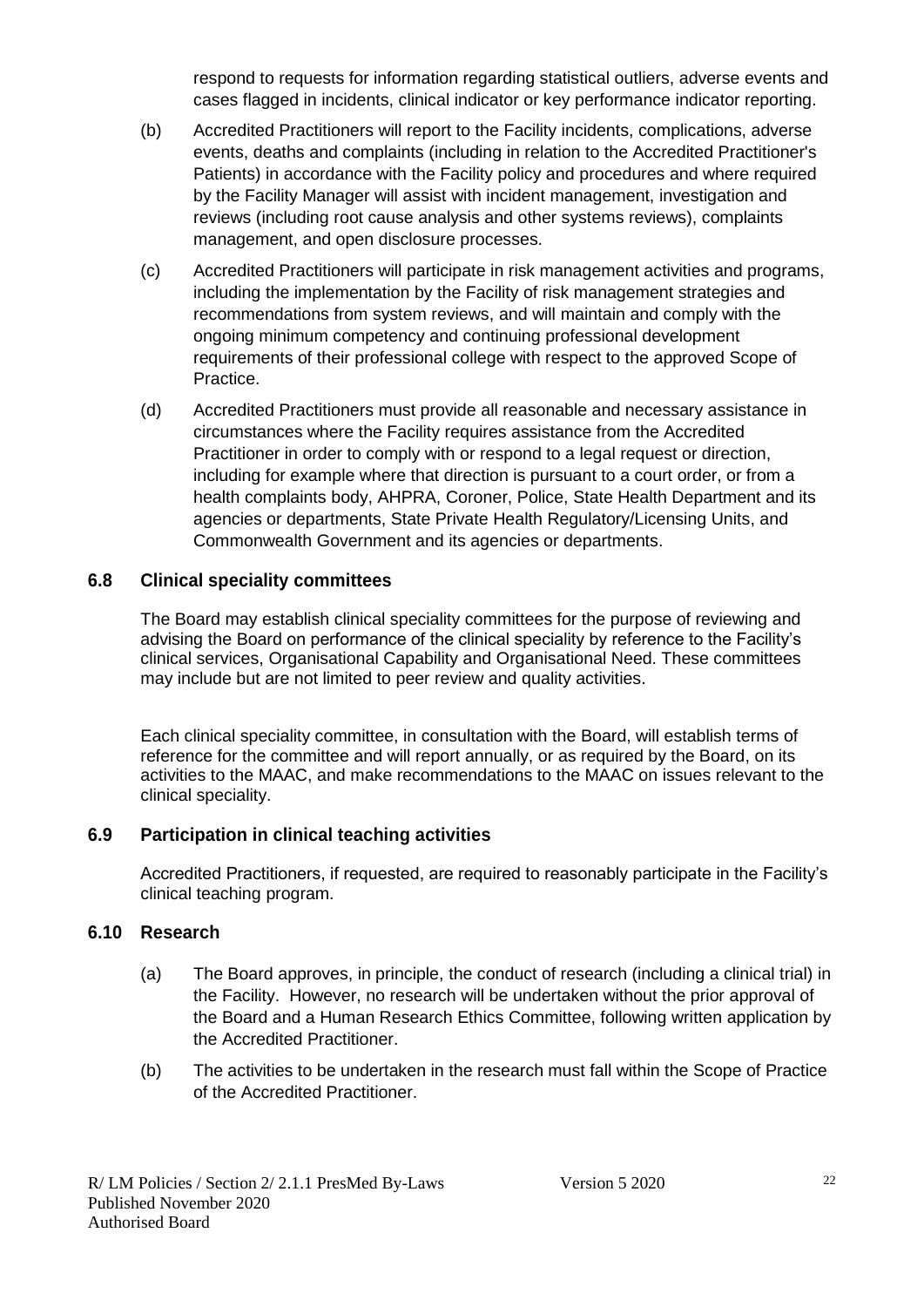respond to requests for information regarding statistical outliers, adverse events and cases flagged in incidents, clinical indicator or key performance indicator reporting.

(b) Accredited Practitioners will report to the Facility incidents, complications, adverse events, deaths and complaints (including in relation to the Accredited Practitioner's Patients) in accordance with the Facility policy and procedures and where required by the Facility Manager will assist with incident management, investigation and reviews (including root cause analysis and other systems reviews), complaints management, and open disclosure processes.

(c) Accredited Practitioners will participate in risk management activities and programs, including the implementation by the Facility of risk management strategies and recommendations from system reviews, and will maintain and comply with the ongoing minimum competency and continuing professional development requirements of their professional college with respect to the approved Scope of Practice.

(d) Accredited Practitioners must provide all reasonable and necessary assistance in circumstances where the Facility requires assistance from the Accredited Practitioner in order to comply with or respond to a legal request or direction, including for example where that direction is pursuant to a court order, or from a health complaints body, AHPRA, Coroner, Police, State Health Department and its agencies or departments, State Private Health Regulatory/Licensing Units, and Commonwealth Government and its agencies or departments.

### 6.8 Clinical speciality committees

The Board may establish clinical speciality committees for the purpose of reviewing and advising the Board on performance of the clinical speciality by reference to the Facility's clinical services, Organisational Capability and Organisational Need. These committees may include but are not limited to peer review and quality activities.

Each clinical speciality committee, in consultation with the Board, will establish terms of reference for the committee and will report annually, or as required by the Board, on its activities to the MAAC, and make recommendations to the MAAC on issues relevant to the clinical speciality.

### 6.9 Participation in clinical teaching activities

Accredited Practitioners, if requested, are required to reasonably participate in the Facility's clinical teaching program.

### 6.10 Research

(a) The Board approves, in principle, the conduct of research (including a clinical trial) in the Facility. However, no research will be undertaken without the prior approval of the Board and a Human Research Ethics Committee, following written application by the Accredited Practitioner.

(b) The activities to be undertaken in the research must fall within the Scope of Practice of the Accredited Practitioner.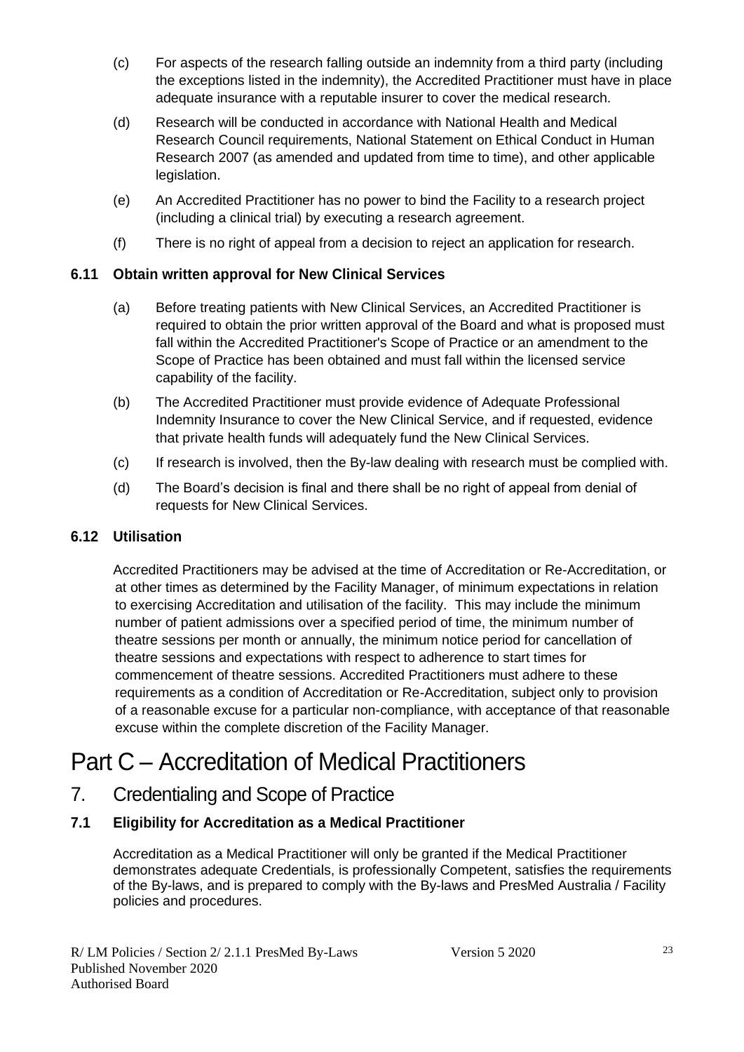(c) For aspects of the research falling outside an indemnity from a third party (including the exceptions listed in the indemnity), the Accredited Practitioner must have in place adequate insurance with a reputable insurer to cover the medical research.

(d) Research will be conducted in accordance with National Health and Medical Research Council requirements, National Statement on Ethical Conduct in Human Research 2007 (as amended and updated from time to time), and other applicable legislation.

(e) An Accredited Practitioner has no power to bind the Facility to a research project (including a clinical trial) by executing a research agreement.

(f) There is no right of appeal from a decision to reject an application for research.

### 6.11 Obtain written approval for New Clinical Services

(a) Before treating patients with New Clinical Services, an Accredited Practitioner is required to obtain the prior written approval of the Board and what is proposed must fall within the Accredited Practitioner's Scope of Practice or an amendment to the Scope of Practice has been obtained and must fall within the licensed service capability of the facility.

(b) The Accredited Practitioner must provide evidence of Adequate Professional Indemnity Insurance to cover the New Clinical Service, and if requested, evidence that private health funds will adequately fund the New Clinical Services.

(c) If research is involved, then the By-law dealing with research must be complied with.

(d) The Board's decision is final and there shall be no right of appeal from denial of requests for New Clinical Services.

### 6.12 Utilisation

Accredited Practitioners may be advised at the time of Accreditation or Re-Accreditation, or at other times as determined by the Facility Manager, of minimum expectations in relation to exercising Accreditation and utilisation of the facility. This may include the minimum number of patient admissions over a specified period of time, the minimum number of theatre sessions per month or annually, the minimum notice period for cancellation of theatre sessions and expectations with respect to adherence to start times for commencement of theatre sessions. Accredited Practitioners must adhere to these requirements as a condition of Accreditation or Re-Accreditation, subject only to provision of a reasonable excuse for a particular non-compliance, with acceptance of that reasonable excuse within the complete discretion of the Facility Manager.

# Part C – Accreditation of Medical Practitioners

## 7. Credentialing and Scope of Practice

### 7.1 Eligibility for Accreditation as a Medical Practitioner

Accreditation as a Medical Practitioner will only be granted if the Medical Practitioner demonstrates adequate Credentials, is professionally Competent, satisfies the requirements of the By-laws, and is prepared to comply with the By-laws and PresMed Australia / Facility policies and procedures.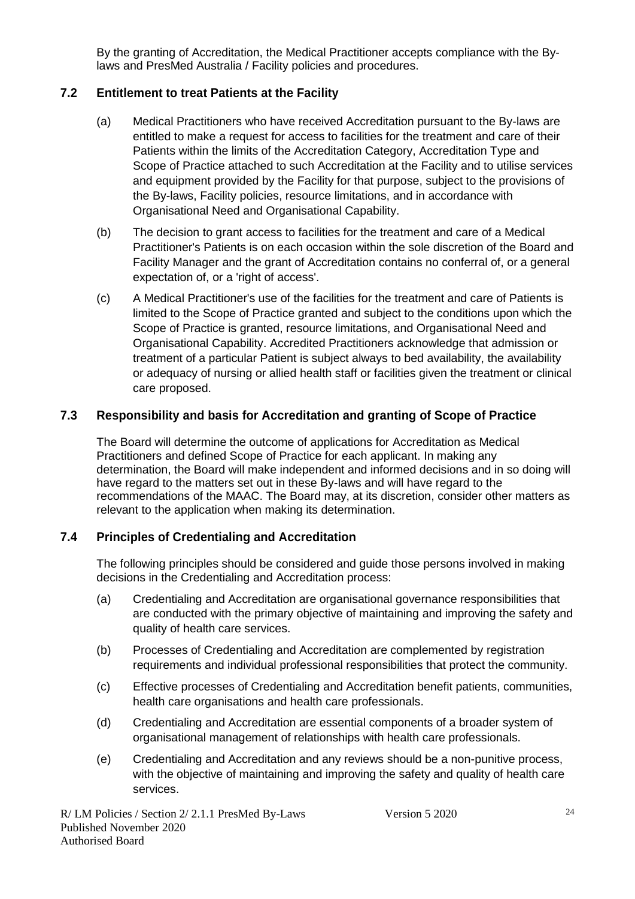By the granting of Accreditation, the Medical Practitioner accepts compliance with the By-laws and PresMed Australia / Facility policies and procedures.

### 7.2 Entitlement to treat Patients at the Facility

(a) Medical Practitioners who have received Accreditation pursuant to the By-laws are entitled to make a request for access to facilities for the treatment and care of their Patients within the limits of the Accreditation Category, Accreditation Type and Scope of Practice attached to such Accreditation at the Facility and to utilise services and equipment provided by the Facility for that purpose, subject to the provisions of the By-laws, Facility policies, resource limitations, and in accordance with Organisational Need and Organisational Capability.

(b) The decision to grant access to facilities for the treatment and care of a Medical Practitioner's Patients is on each occasion within the sole discretion of the Board and Facility Manager and the grant of Accreditation contains no conferral of, or a general expectation of, or a 'right of access'.

(c) A Medical Practitioner's use of the facilities for the treatment and care of Patients is limited to the Scope of Practice granted and subject to the conditions upon which the Scope of Practice is granted, resource limitations, and Organisational Need and Organisational Capability. Accredited Practitioners acknowledge that admission or treatment of a particular Patient is subject always to bed availability, the availability or adequacy of nursing or allied health staff or facilities given the treatment or clinical care proposed.

### 7.3 Responsibility and basis for Accreditation and granting of Scope of Practice

The Board will determine the outcome of applications for Accreditation as Medical Practitioners and defined Scope of Practice for each applicant. In making any determination, the Board will make independent and informed decisions and in so doing will have regard to the matters set out in these By-laws and will have regard to the recommendations of the MAAC. The Board may, at its discretion, consider other matters as relevant to the application when making its determination.

### 7.4 Principles of Credentialing and Accreditation

The following principles should be considered and guide those persons involved in making decisions in the Credentialing and Accreditation process:

(a) Credentialing and Accreditation are organisational governance responsibilities that are conducted with the primary objective of maintaining and improving the safety and quality of health care services.

(b) Processes of Credentialing and Accreditation are complemented by registration requirements and individual professional responsibilities that protect the community.

(c) Effective processes of Credentialing and Accreditation benefit patients, communities, health care organisations and health care professionals.

(d) Credentialing and Accreditation are essential components of a broader system of organisational management of relationships with health care professionals.

(e) Credentialing and Accreditation and any reviews should be a non-punitive process, with the objective of maintaining and improving the safety and quality of health care services.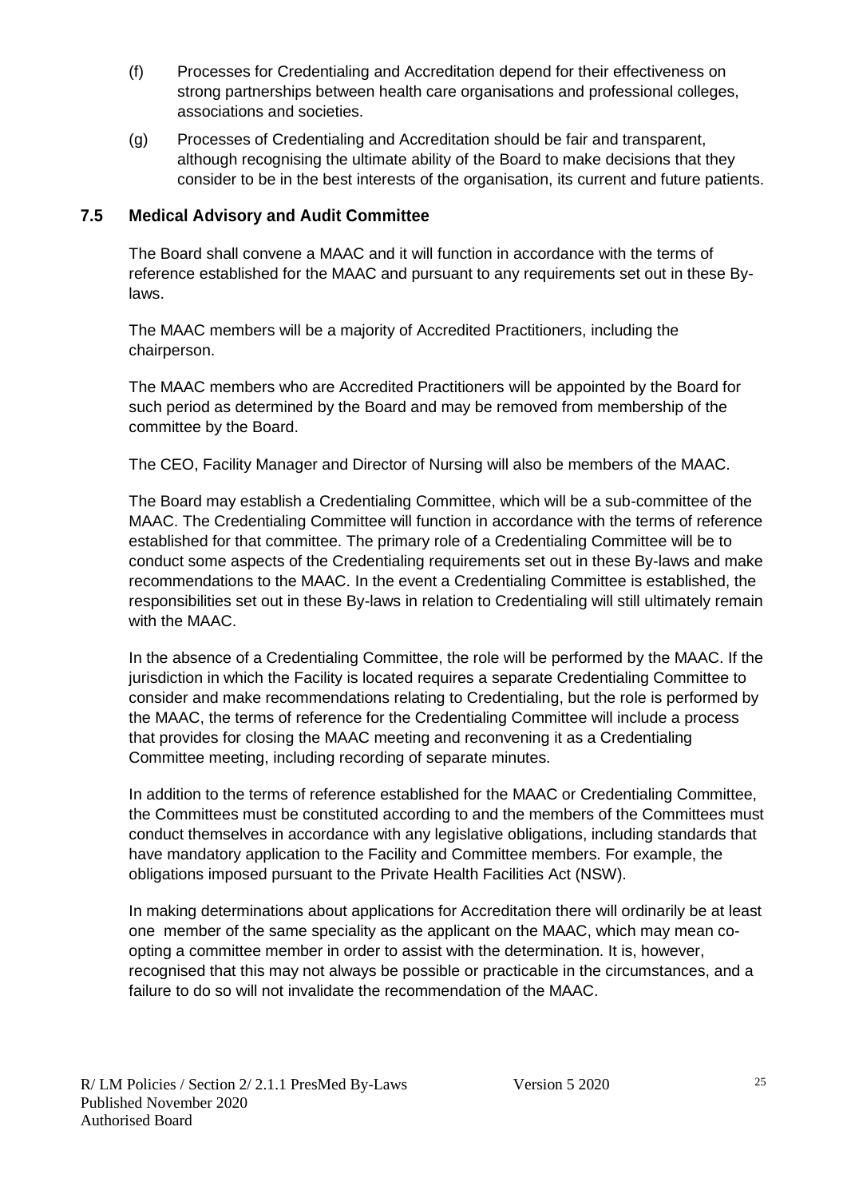(f) Processes for Credentialing and Accreditation depend for their effectiveness on strong partnerships between health care organisations and professional colleges, associations and societies.

(g) Processes of Credentialing and Accreditation should be fair and transparent, although recognising the ultimate ability of the Board to make decisions that they consider to be in the best interests of the organisation, its current and future patients.

### 7.5 Medical Advisory and Audit Committee

The Board shall convene a MAAC and it will function in accordance with the terms of reference established for the MAAC and pursuant to any requirements set out in these By-laws.

The MAAC members will be a majority of Accredited Practitioners, including the chairperson.

The MAAC members who are Accredited Practitioners will be appointed by the Board for such period as determined by the Board and may be removed from membership of the committee by the Board.

The CEO, Facility Manager and Director of Nursing will also be members of the MAAC.

The Board may establish a Credentialing Committee, which will be a sub-committee of the MAAC. The Credentialing Committee will function in accordance with the terms of reference established for that committee. The primary role of a Credentialing Committee will be to conduct some aspects of the Credentialing requirements set out in these By-laws and make recommendations to the MAAC. In the event a Credentialing Committee is established, the responsibilities set out in these By-laws in relation to Credentialing will still ultimately remain with the MAAC.

In the absence of a Credentialing Committee, the role will be performed by the MAAC. If the jurisdiction in which the Facility is located requires a separate Credentialing Committee to consider and make recommendations relating to Credentialing, but the role is performed by the MAAC, the terms of reference for the Credentialing Committee will include a process that provides for closing the MAAC meeting and reconvening it as a Credentialing Committee meeting, including recording of separate minutes.

In addition to the terms of reference established for the MAAC or Credentialing Committee, the Committees must be constituted according to and the members of the Committees must conduct themselves in accordance with any legislative obligations, including standards that have mandatory application to the Facility and Committee members. For example, the obligations imposed pursuant to the Private Health Facilities Act (NSW).

In making determinations about applications for Accreditation there will ordinarily be at least one member of the same speciality as the applicant on the MAAC, which may mean co-opting a committee member in order to assist with the determination. It is, however, recognised that this may not always be possible or practicable in the circumstances, and a failure to do so will not invalidate the recommendation of the MAAC.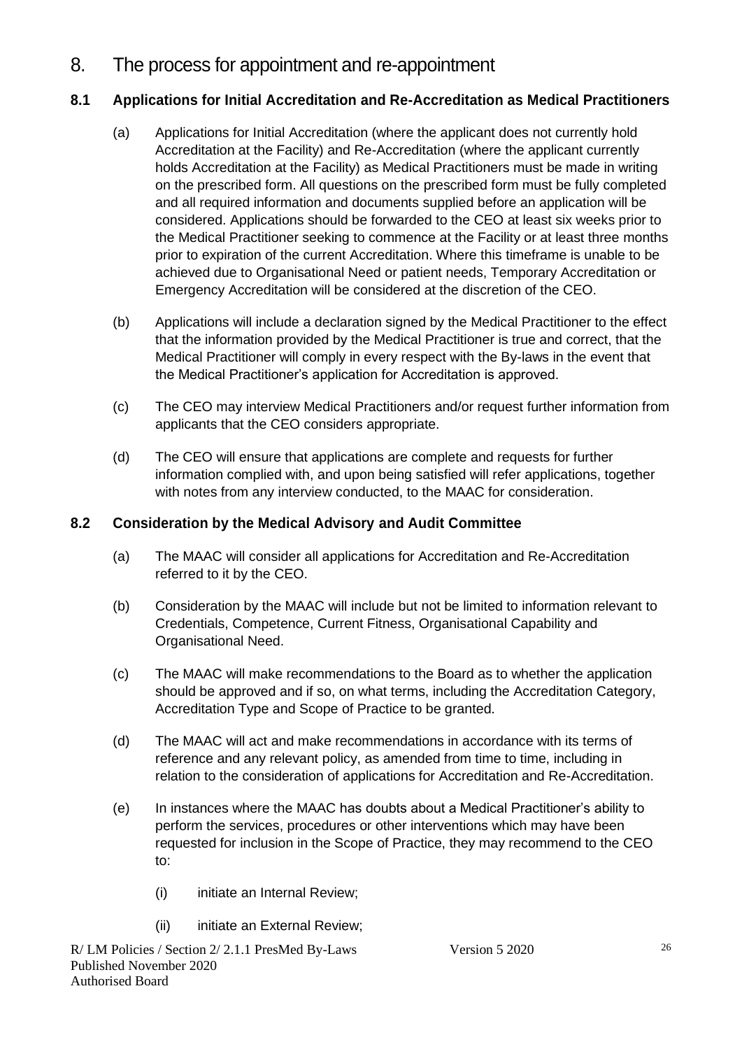# 8. The process for appointment and re-appointment

## 8.1 Applications for Initial Accreditation and Re-Accreditation as Medical Practitioners

(a) Applications for Initial Accreditation (where the applicant does not currently hold Accreditation at the Facility) and Re-Accreditation (where the applicant currently holds Accreditation at the Facility) as Medical Practitioners must be made in writing on the prescribed form. All questions on the prescribed form must be fully completed and all required information and documents supplied before an application will be considered. Applications should be forwarded to the CEO at least six weeks prior to the Medical Practitioner seeking to commence at the Facility or at least three months prior to expiration of the current Accreditation. Where this timeframe is unable to be achieved due to Organisational Need or patient needs, Temporary Accreditation or Emergency Accreditation will be considered at the discretion of the CEO.

(b) Applications will include a declaration signed by the Medical Practitioner to the effect that the information provided by the Medical Practitioner is true and correct, that the Medical Practitioner will comply in every respect with the By-laws in the event that the Medical Practitioner's application for Accreditation is approved.

(c) The CEO may interview Medical Practitioners and/or request further information from applicants that the CEO considers appropriate.

(d) The CEO will ensure that applications are complete and requests for further information complied with, and upon being satisfied will refer applications, together with notes from any interview conducted, to the MAAC for consideration.

## 8.2 Consideration by the Medical Advisory and Audit Committee

(a) The MAAC will consider all applications for Accreditation and Re-Accreditation referred to it by the CEO.

(b) Consideration by the MAAC will include but not be limited to information relevant to Credentials, Competence, Current Fitness, Organisational Capability and Organisational Need.

(c) The MAAC will make recommendations to the Board as to whether the application should be approved and if so, on what terms, including the Accreditation Category, Accreditation Type and Scope of Practice to be granted.

(d) The MAAC will act and make recommendations in accordance with its terms of reference and any relevant policy, as amended from time to time, including in relation to the consideration of applications for Accreditation and Re-Accreditation.

(e) In instances where the MAAC has doubts about a Medical Practitioner's ability to perform the services, procedures or other interventions which may have been requested for inclusion in the Scope of Practice, they may recommend to the CEO to:

(i) initiate an Internal Review;

(ii) initiate an External Review;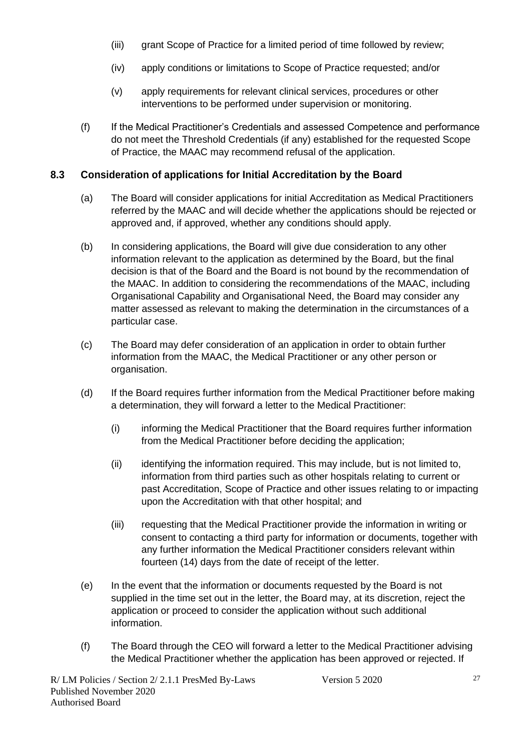(iii) grant Scope of Practice for a limited period of time followed by review;

(iv) apply conditions or limitations to Scope of Practice requested; and/or

(v) apply requirements for relevant clinical services, procedures or other interventions to be performed under supervision or monitoring.

(f) If the Medical Practitioner's Credentials and assessed Competence and performance do not meet the Threshold Credentials (if any) established for the requested Scope of Practice, the MAAC may recommend refusal of the application.

## 8.3 Consideration of applications for Initial Accreditation by the Board

(a) The Board will consider applications for initial Accreditation as Medical Practitioners referred by the MAAC and will decide whether the applications should be rejected or approved and, if approved, whether any conditions should apply.

(b) In considering applications, the Board will give due consideration to any other information relevant to the application as determined by the Board, but the final decision is that of the Board and the Board is not bound by the recommendation of the MAAC. In addition to considering the recommendations of the MAAC, including Organisational Capability and Organisational Need, the Board may consider any matter assessed as relevant to making the determination in the circumstances of a particular case.

(c) The Board may defer consideration of an application in order to obtain further information from the MAAC, the Medical Practitioner or any other person or organisation.

(d) If the Board requires further information from the Medical Practitioner before making a determination, they will forward a letter to the Medical Practitioner:

(i) informing the Medical Practitioner that the Board requires further information from the Medical Practitioner before deciding the application;

(ii) identifying the information required. This may include, but is not limited to, information from third parties such as other hospitals relating to current or past Accreditation, Scope of Practice and other issues relating to or impacting upon the Accreditation with that other hospital; and

(iii) requesting that the Medical Practitioner provide the information in writing or consent to contacting a third party for information or documents, together with any further information the Medical Practitioner considers relevant within fourteen (14) days from the date of receipt of the letter.

(e) In the event that the information or documents requested by the Board is not supplied in the time set out in the letter, the Board may, at its discretion, reject the application or proceed to consider the application without such additional information.

(f) The Board through the CEO will forward a letter to the Medical Practitioner advising the Medical Practitioner whether the application has been approved or rejected. If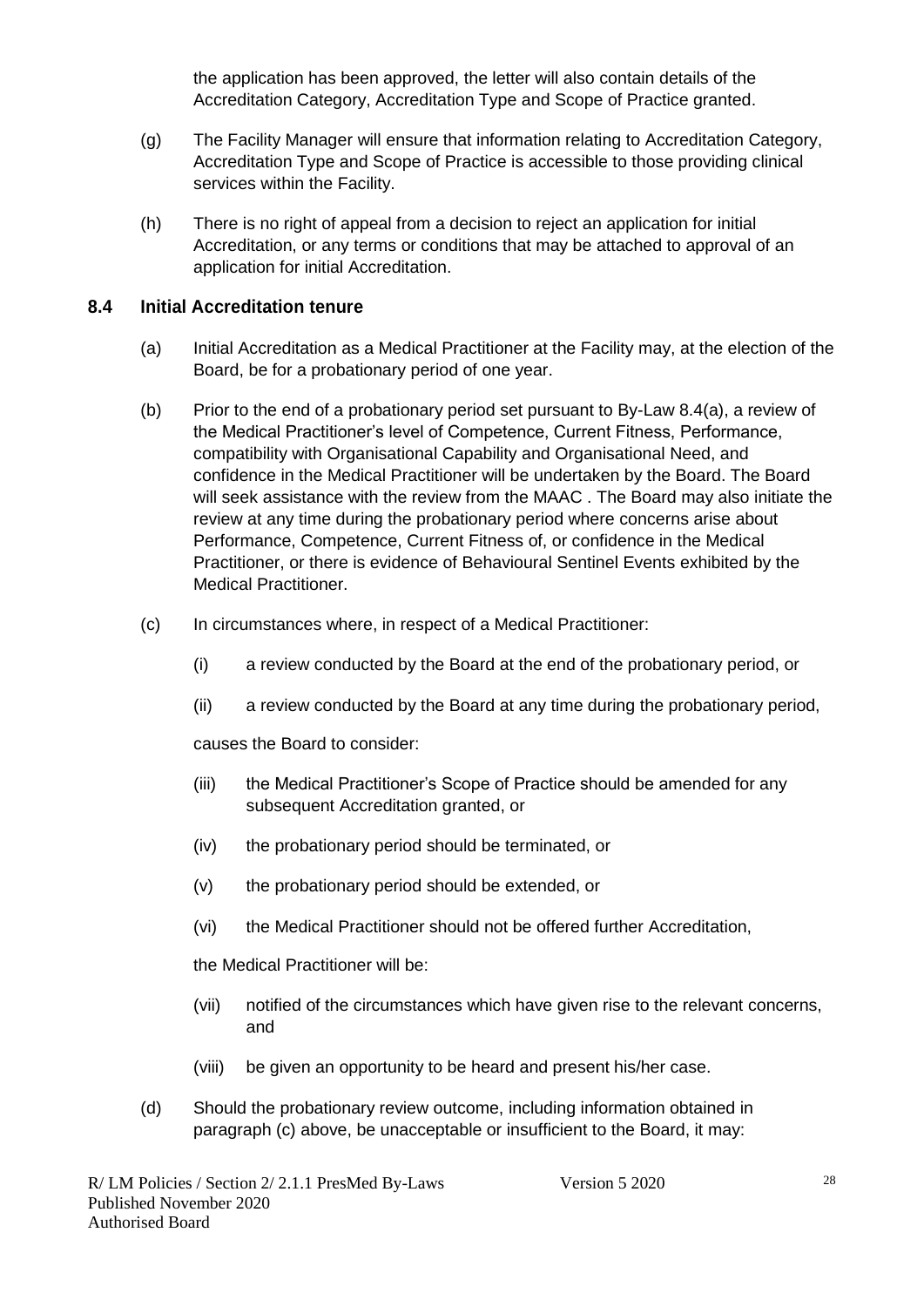the application has been approved, the letter will also contain details of the Accreditation Category, Accreditation Type and Scope of Practice granted.

(g) The Facility Manager will ensure that information relating to Accreditation Category, Accreditation Type and Scope of Practice is accessible to those providing clinical services within the Facility.

(h) There is no right of appeal from a decision to reject an application for initial Accreditation, or any terms or conditions that may be attached to approval of an application for initial Accreditation.

### 8.4 Initial Accreditation tenure

(a) Initial Accreditation as a Medical Practitioner at the Facility may, at the election of the Board, be for a probationary period of one year.

(b) Prior to the end of a probationary period set pursuant to By-Law 8.4(a), a review of the Medical Practitioner's level of Competence, Current Fitness, Performance, compatibility with Organisational Capability and Organisational Need, and confidence in the Medical Practitioner will be undertaken by the Board. The Board will seek assistance with the review from the MAAC . The Board may also initiate the review at any time during the probationary period where concerns arise about Performance, Competence, Current Fitness of, or confidence in the Medical Practitioner, or there is evidence of Behavioural Sentinel Events exhibited by the Medical Practitioner.

(c) In circumstances where, in respect of a Medical Practitioner:

(i) a review conducted by the Board at the end of the probationary period, or

(ii) a review conducted by the Board at any time during the probationary period,

causes the Board to consider:

(iii) the Medical Practitioner's Scope of Practice should be amended for any subsequent Accreditation granted, or

(iv) the probationary period should be terminated, or

(v) the probationary period should be extended, or

(vi) the Medical Practitioner should not be offered further Accreditation,

the Medical Practitioner will be:

(vii) notified of the circumstances which have given rise to the relevant concerns, and

(viii) be given an opportunity to be heard and present his/her case.

(d) Should the probationary review outcome, including information obtained in paragraph (c) above, be unacceptable or insufficient to the Board, it may: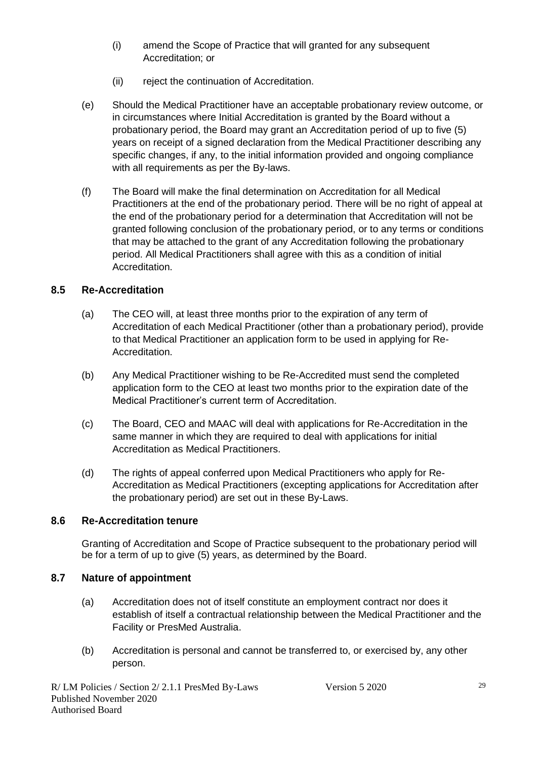(i) amend the Scope of Practice that will granted for any subsequent Accreditation; or

(ii) reject the continuation of Accreditation.

(e) Should the Medical Practitioner have an acceptable probationary review outcome, or in circumstances where Initial Accreditation is granted by the Board without a probationary period, the Board may grant an Accreditation period of up to five (5) years on receipt of a signed declaration from the Medical Practitioner describing any specific changes, if any, to the initial information provided and ongoing compliance with all requirements as per the By-laws.

(f) The Board will make the final determination on Accreditation for all Medical Practitioners at the end of the probationary period. There will be no right of appeal at the end of the probationary period for a determination that Accreditation will not be granted following conclusion of the probationary period, or to any terms or conditions that may be attached to the grant of any Accreditation following the probationary period. All Medical Practitioners shall agree with this as a condition of initial Accreditation.

### 8.5 Re-Accreditation

(a) The CEO will, at least three months prior to the expiration of any term of Accreditation of each Medical Practitioner (other than a probationary period), provide to that Medical Practitioner an application form to be used in applying for Re-Accreditation.

(b) Any Medical Practitioner wishing to be Re-Accredited must send the completed application form to the CEO at least two months prior to the expiration date of the Medical Practitioner's current term of Accreditation.

(c) The Board, CEO and MAAC will deal with applications for Re-Accreditation in the same manner in which they are required to deal with applications for initial Accreditation as Medical Practitioners.

(d) The rights of appeal conferred upon Medical Practitioners who apply for Re-Accreditation as Medical Practitioners (excepting applications for Accreditation after the probationary period) are set out in these By-Laws.

### 8.6 Re-Accreditation tenure

Granting of Accreditation and Scope of Practice subsequent to the probationary period will be for a term of up to give (5) years, as determined by the Board.

### 8.7 Nature of appointment

(a) Accreditation does not of itself constitute an employment contract nor does it establish of itself a contractual relationship between the Medical Practitioner and the Facility or PresMed Australia.

(b) Accreditation is personal and cannot be transferred to, or exercised by, any other person.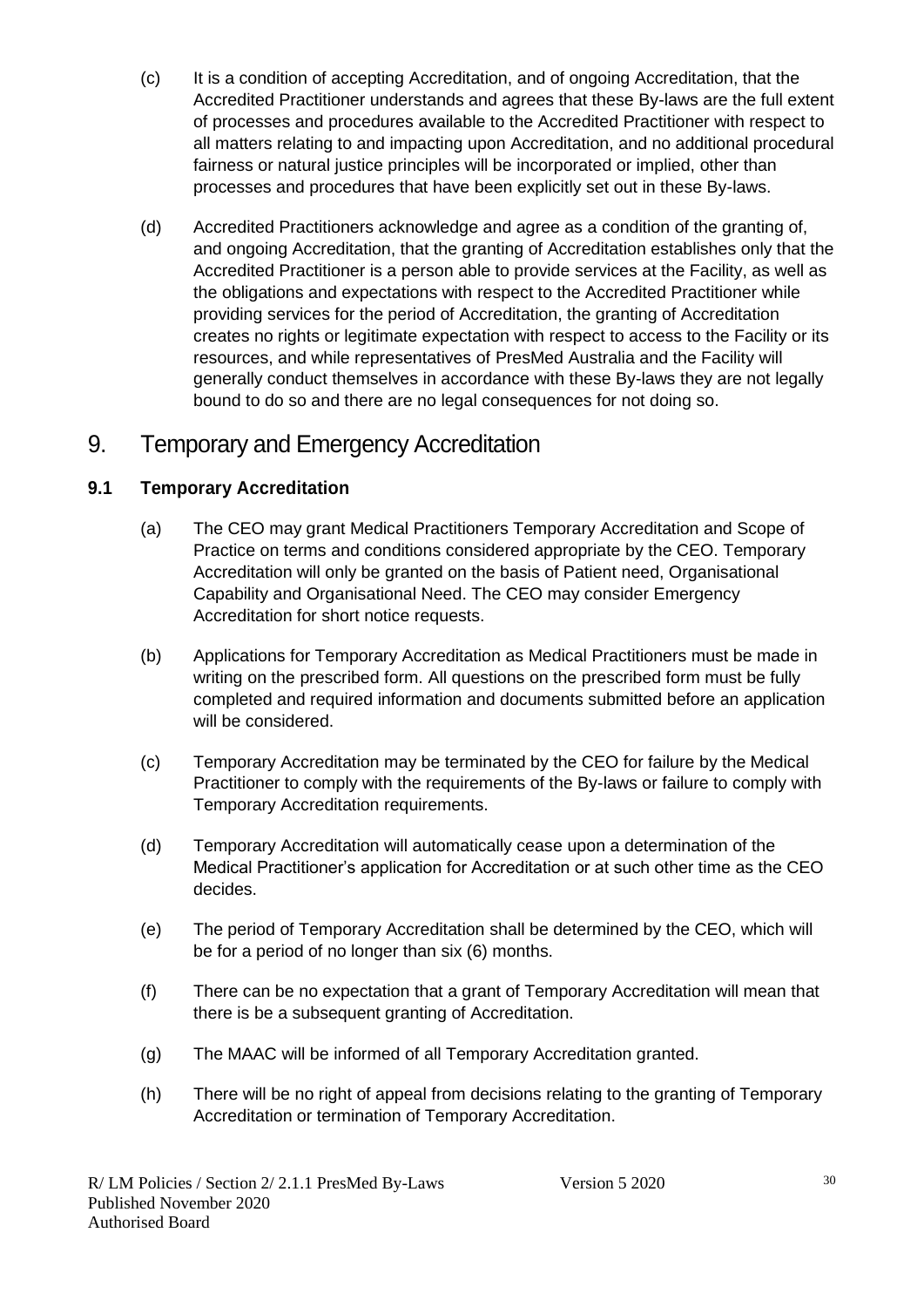(c) It is a condition of accepting Accreditation, and of ongoing Accreditation, that the Accredited Practitioner understands and agrees that these By-laws are the full extent of processes and procedures available to the Accredited Practitioner with respect to all matters relating to and impacting upon Accreditation, and no additional procedural fairness or natural justice principles will be incorporated or implied, other than processes and procedures that have been explicitly set out in these By-laws.

(d) Accredited Practitioners acknowledge and agree as a condition of the granting of, and ongoing Accreditation, that the granting of Accreditation establishes only that the Accredited Practitioner is a person able to provide services at the Facility, as well as the obligations and expectations with respect to the Accredited Practitioner while providing services for the period of Accreditation, the granting of Accreditation creates no rights or legitimate expectation with respect to access to the Facility or its resources, and while representatives of PresMed Australia and the Facility will generally conduct themselves in accordance with these By-laws they are not legally bound to do so and there are no legal consequences for not doing so.

# 9. Temporary and Emergency Accreditation

## 9.1 Temporary Accreditation

(a) The CEO may grant Medical Practitioners Temporary Accreditation and Scope of Practice on terms and conditions considered appropriate by the CEO. Temporary Accreditation will only be granted on the basis of Patient need, Organisational Capability and Organisational Need. The CEO may consider Emergency Accreditation for short notice requests.

(b) Applications for Temporary Accreditation as Medical Practitioners must be made in writing on the prescribed form. All questions on the prescribed form must be fully completed and required information and documents submitted before an application will be considered.

(c) Temporary Accreditation may be terminated by the CEO for failure by the Medical Practitioner to comply with the requirements of the By-laws or failure to comply with Temporary Accreditation requirements.

(d) Temporary Accreditation will automatically cease upon a determination of the Medical Practitioner's application for Accreditation or at such other time as the CEO decides.

(e) The period of Temporary Accreditation shall be determined by the CEO, which will be for a period of no longer than six (6) months.

(f) There can be no expectation that a grant of Temporary Accreditation will mean that there is be a subsequent granting of Accreditation.

(g) The MAAC will be informed of all Temporary Accreditation granted.

(h) There will be no right of appeal from decisions relating to the granting of Temporary Accreditation or termination of Temporary Accreditation.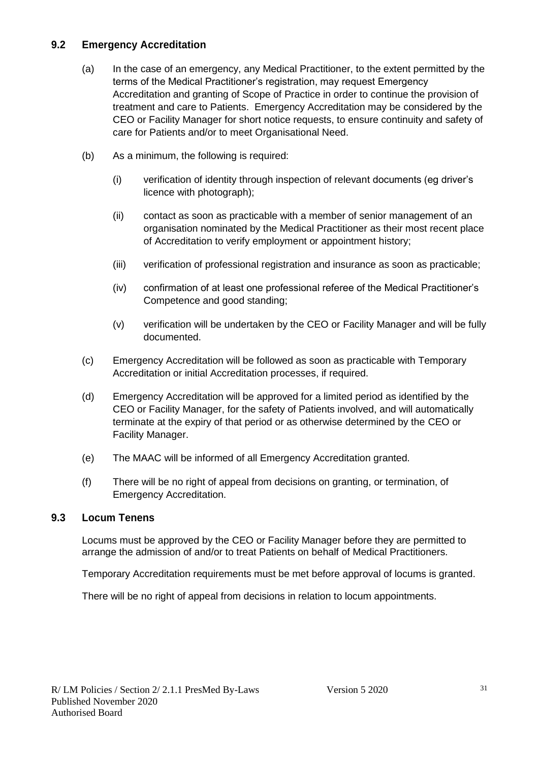### 9.2 Emergency Accreditation

(a) In the case of an emergency, any Medical Practitioner, to the extent permitted by the terms of the Medical Practitioner's registration, may request Emergency Accreditation and granting of Scope of Practice in order to continue the provision of treatment and care to Patients. Emergency Accreditation may be considered by the CEO or Facility Manager for short notice requests, to ensure continuity and safety of care for Patients and/or to meet Organisational Need.

(b) As a minimum, the following is required:

(i) verification of identity through inspection of relevant documents (eg driver's licence with photograph);

(ii) contact as soon as practicable with a member of senior management of an organisation nominated by the Medical Practitioner as their most recent place of Accreditation to verify employment or appointment history;

(iii) verification of professional registration and insurance as soon as practicable;

(iv) confirmation of at least one professional referee of the Medical Practitioner's Competence and good standing;

(v) verification will be undertaken by the CEO or Facility Manager and will be fully documented.

(c) Emergency Accreditation will be followed as soon as practicable with Temporary Accreditation or initial Accreditation processes, if required.

(d) Emergency Accreditation will be approved for a limited period as identified by the CEO or Facility Manager, for the safety of Patients involved, and will automatically terminate at the expiry of that period or as otherwise determined by the CEO or Facility Manager.

(e) The MAAC will be informed of all Emergency Accreditation granted.

(f) There will be no right of appeal from decisions on granting, or termination, of Emergency Accreditation.

### 9.3 Locum Tenens

Locums must be approved by the CEO or Facility Manager before they are permitted to arrange the admission of and/or to treat Patients on behalf of Medical Practitioners.

Temporary Accreditation requirements must be met before approval of locums is granted.

There will be no right of appeal from decisions in relation to locum appointments.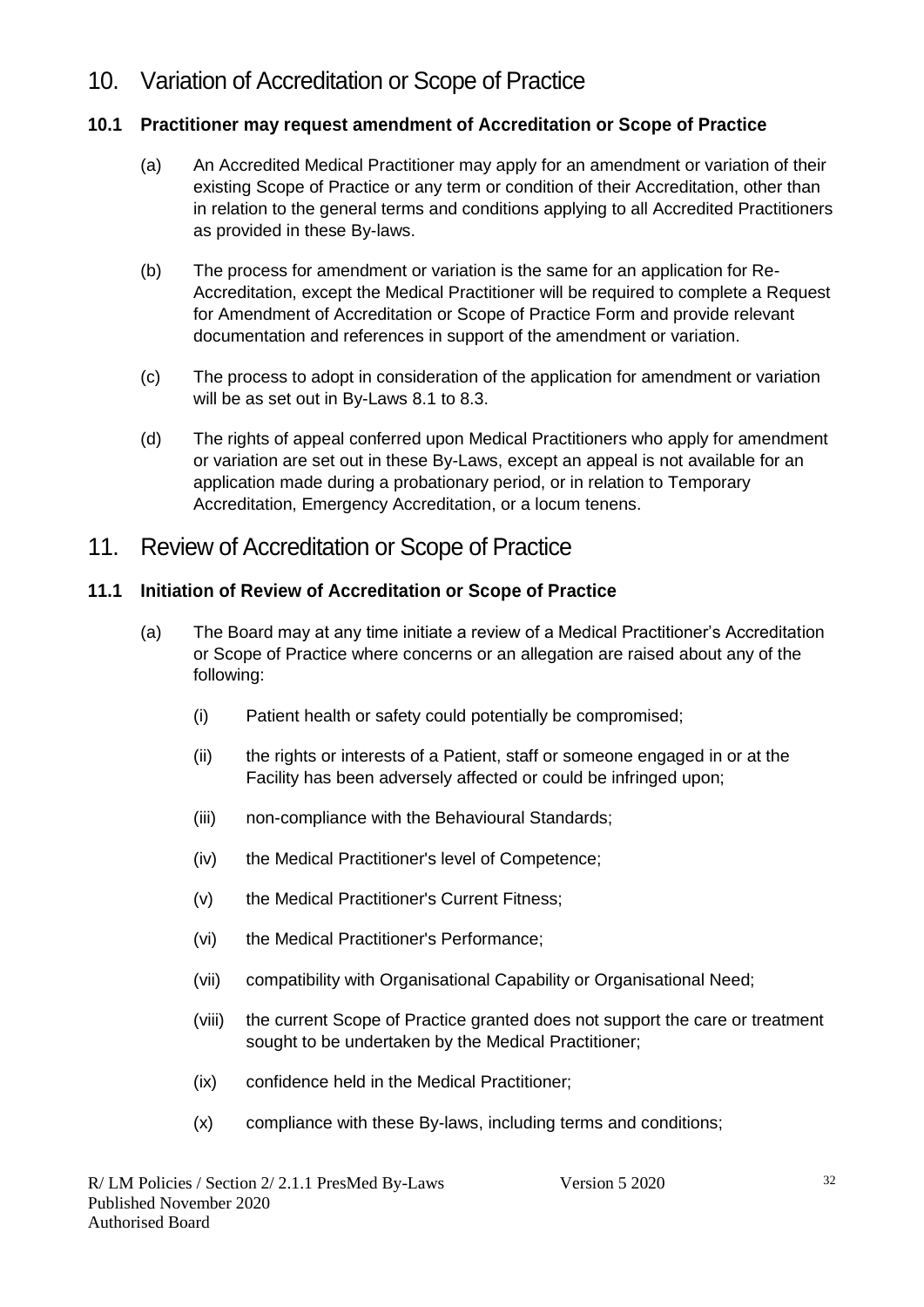# 10. Variation of Accreditation or Scope of Practice

## 10.1 Practitioner may request amendment of Accreditation or Scope of Practice

(a) An Accredited Medical Practitioner may apply for an amendment or variation of their existing Scope of Practice or any term or condition of their Accreditation, other than in relation to the general terms and conditions applying to all Accredited Practitioners as provided in these By-laws.

(b) The process for amendment or variation is the same for an application for Re-Accreditation, except the Medical Practitioner will be required to complete a Request for Amendment of Accreditation or Scope of Practice Form and provide relevant documentation and references in support of the amendment or variation.

(c) The process to adopt in consideration of the application for amendment or variation will be as set out in By-Laws 8.1 to 8.3.

(d) The rights of appeal conferred upon Medical Practitioners who apply for amendment or variation are set out in these By-Laws, except an appeal is not available for an application made during a probationary period, or in relation to Temporary Accreditation, Emergency Accreditation, or a locum tenens.

# 11. Review of Accreditation or Scope of Practice

## 11.1 Initiation of Review of Accreditation or Scope of Practice

(a) The Board may at any time initiate a review of a Medical Practitioner's Accreditation or Scope of Practice where concerns or an allegation are raised about any of the following:

(i) Patient health or safety could potentially be compromised;

(ii) the rights or interests of a Patient, staff or someone engaged in or at the Facility has been adversely affected or could be infringed upon;

(iii) non-compliance with the Behavioural Standards;

(iv) the Medical Practitioner's level of Competence;

(v) the Medical Practitioner's Current Fitness;

(vi) the Medical Practitioner's Performance;

(vii) compatibility with Organisational Capability or Organisational Need;

(viii) the current Scope of Practice granted does not support the care or treatment sought to be undertaken by the Medical Practitioner;

(ix) confidence held in the Medical Practitioner;

(x) compliance with these By-laws, including terms and conditions;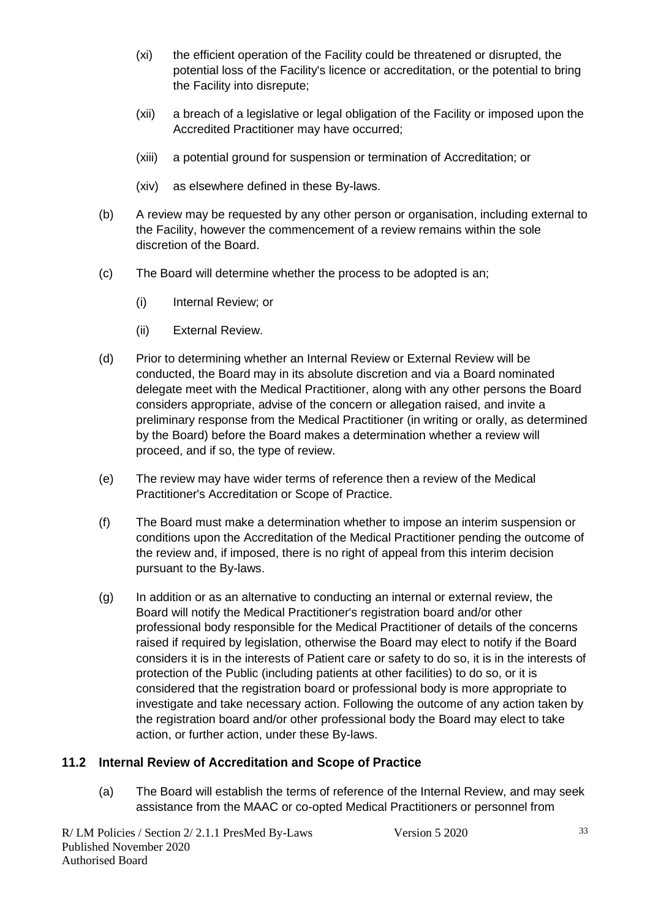(xi) the efficient operation of the Facility could be threatened or disrupted, the potential loss of the Facility's licence or accreditation, or the potential to bring the Facility into disrepute;

(xii) a breach of a legislative or legal obligation of the Facility or imposed upon the Accredited Practitioner may have occurred;

(xiii) a potential ground for suspension or termination of Accreditation; or

(xiv) as elsewhere defined in these By-laws.

(b) A review may be requested by any other person or organisation, including external to the Facility, however the commencement of a review remains within the sole discretion of the Board.

(c) The Board will determine whether the process to be adopted is an;

(i) Internal Review; or

(ii) External Review.

(d) Prior to determining whether an Internal Review or External Review will be conducted, the Board may in its absolute discretion and via a Board nominated delegate meet with the Medical Practitioner, along with any other persons the Board considers appropriate, advise of the concern or allegation raised, and invite a preliminary response from the Medical Practitioner (in writing or orally, as determined by the Board) before the Board makes a determination whether a review will proceed, and if so, the type of review.

(e) The review may have wider terms of reference then a review of the Medical Practitioner's Accreditation or Scope of Practice.

(f) The Board must make a determination whether to impose an interim suspension or conditions upon the Accreditation of the Medical Practitioner pending the outcome of the review and, if imposed, there is no right of appeal from this interim decision pursuant to the By-laws.

(g) In addition or as an alternative to conducting an internal or external review, the Board will notify the Medical Practitioner's registration board and/or other professional body responsible for the Medical Practitioner of details of the concerns raised if required by legislation, otherwise the Board may elect to notify if the Board considers it is in the interests of Patient care or safety to do so, it is in the interests of protection of the Public (including patients at other facilities) to do so, or it is considered that the registration board or professional body is more appropriate to investigate and take necessary action. Following the outcome of any action taken by the registration board and/or other professional body the Board may elect to take action, or further action, under these By-laws.

## 11.2 Internal Review of Accreditation and Scope of Practice

(a) The Board will establish the terms of reference of the Internal Review, and may seek assistance from the MAAC or co-opted Medical Practitioners or personnel from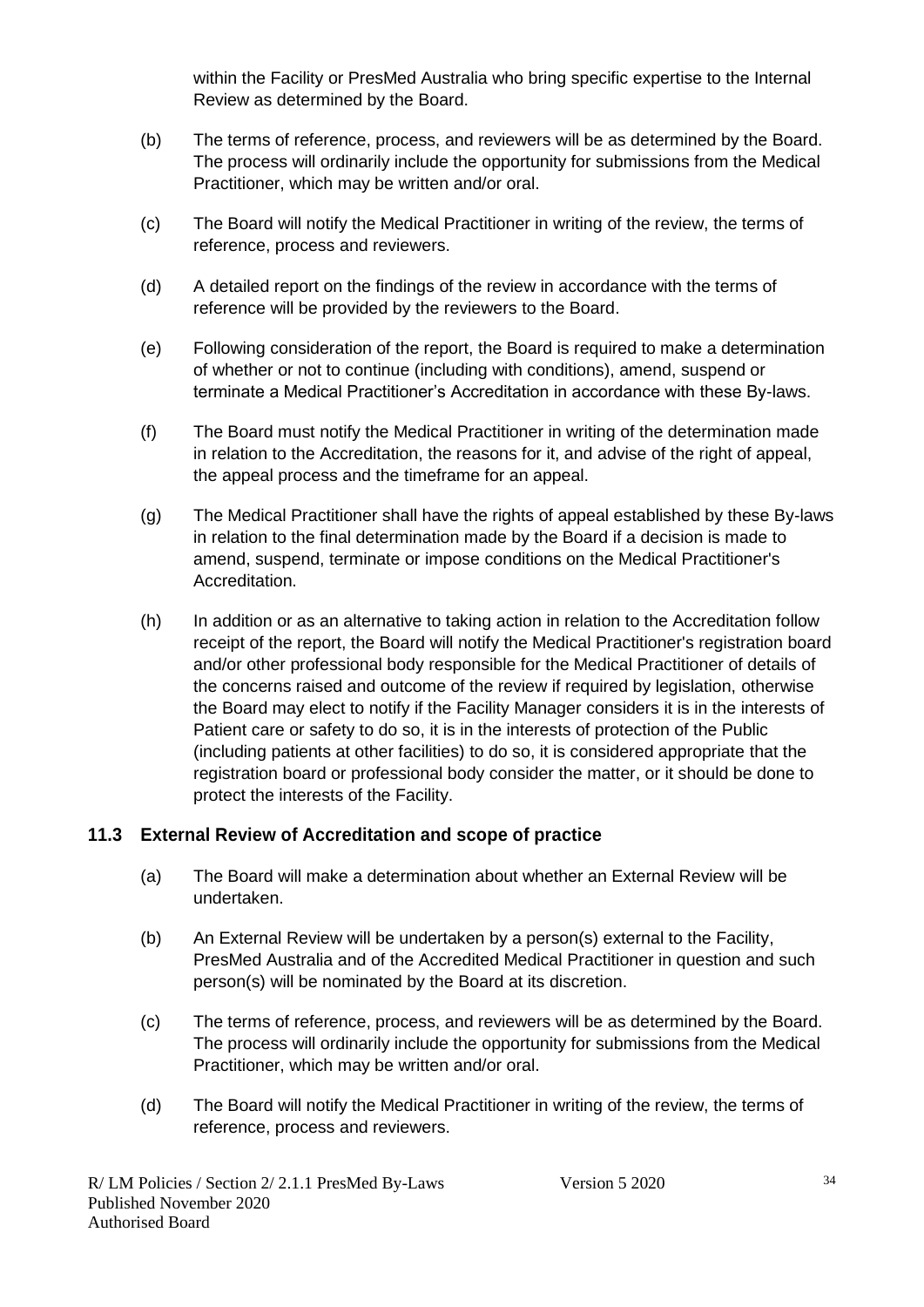within the Facility or PresMed Australia who bring specific expertise to the Internal Review as determined by the Board.

(b) The terms of reference, process, and reviewers will be as determined by the Board. The process will ordinarily include the opportunity for submissions from the Medical Practitioner, which may be written and/or oral.

(c) The Board will notify the Medical Practitioner in writing of the review, the terms of reference, process and reviewers.

(d) A detailed report on the findings of the review in accordance with the terms of reference will be provided by the reviewers to the Board.

(e) Following consideration of the report, the Board is required to make a determination of whether or not to continue (including with conditions), amend, suspend or terminate a Medical Practitioner's Accreditation in accordance with these By-laws.

(f) The Board must notify the Medical Practitioner in writing of the determination made in relation to the Accreditation, the reasons for it, and advise of the right of appeal, the appeal process and the timeframe for an appeal.

(g) The Medical Practitioner shall have the rights of appeal established by these By-laws in relation to the final determination made by the Board if a decision is made to amend, suspend, terminate or impose conditions on the Medical Practitioner's Accreditation.

(h) In addition or as an alternative to taking action in relation to the Accreditation follow receipt of the report, the Board will notify the Medical Practitioner's registration board and/or other professional body responsible for the Medical Practitioner of details of the concerns raised and outcome of the review if required by legislation, otherwise the Board may elect to notify if the Facility Manager considers it is in the interests of Patient care or safety to do so, it is in the interests of protection of the Public (including patients at other facilities) to do so, it is considered appropriate that the registration board or professional body consider the matter, or it should be done to protect the interests of the Facility.

### 11.3 External Review of Accreditation and scope of practice

(a) The Board will make a determination about whether an External Review will be undertaken.

(b) An External Review will be undertaken by a person(s) external to the Facility, PresMed Australia and of the Accredited Medical Practitioner in question and such person(s) will be nominated by the Board at its discretion.

(c) The terms of reference, process, and reviewers will be as determined by the Board. The process will ordinarily include the opportunity for submissions from the Medical Practitioner, which may be written and/or oral.

(d) The Board will notify the Medical Practitioner in writing of the review, the terms of reference, process and reviewers.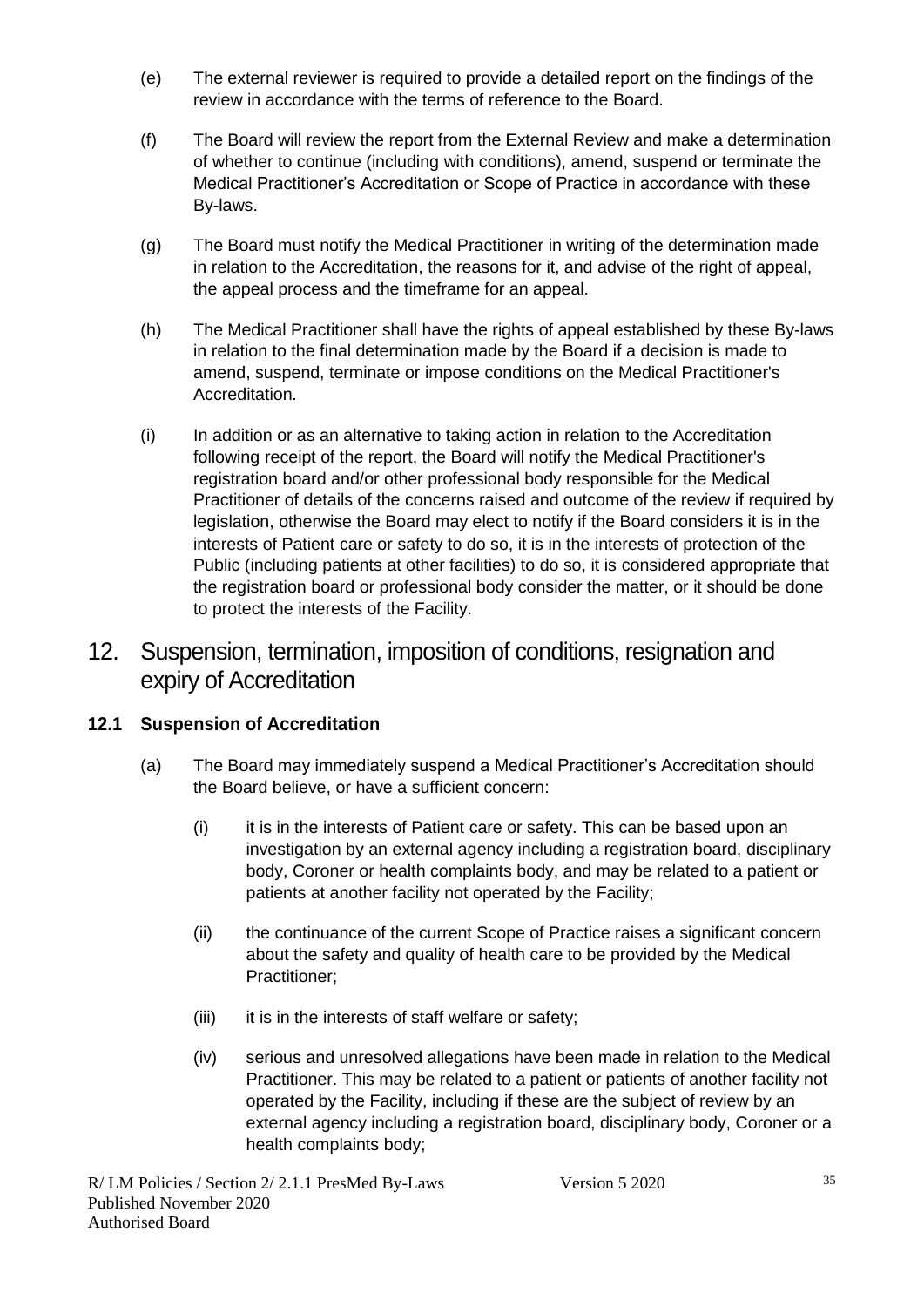(e) The external reviewer is required to provide a detailed report on the findings of the review in accordance with the terms of reference to the Board.

(f) The Board will review the report from the External Review and make a determination of whether to continue (including with conditions), amend, suspend or terminate the Medical Practitioner's Accreditation or Scope of Practice in accordance with these By-laws.

(g) The Board must notify the Medical Practitioner in writing of the determination made in relation to the Accreditation, the reasons for it, and advise of the right of appeal, the appeal process and the timeframe for an appeal.

(h) The Medical Practitioner shall have the rights of appeal established by these By-laws in relation to the final determination made by the Board if a decision is made to amend, suspend, terminate or impose conditions on the Medical Practitioner's Accreditation.

(i) In addition or as an alternative to taking action in relation to the Accreditation following receipt of the report, the Board will notify the Medical Practitioner's registration board and/or other professional body responsible for the Medical Practitioner of details of the concerns raised and outcome of the review if required by legislation, otherwise the Board may elect to notify if the Board considers it is in the interests of Patient care or safety to do so, it is in the interests of protection of the Public (including patients at other facilities) to do so, it is considered appropriate that the registration board or professional body consider the matter, or it should be done to protect the interests of the Facility.

# 12. Suspension, termination, imposition of conditions, resignation and expiry of Accreditation

### 12.1 Suspension of Accreditation

(a) The Board may immediately suspend a Medical Practitioner's Accreditation should the Board believe, or have a sufficient concern:

(i) it is in the interests of Patient care or safety. This can be based upon an investigation by an external agency including a registration board, disciplinary body, Coroner or health complaints body, and may be related to a patient or patients at another facility not operated by the Facility;

(ii) the continuance of the current Scope of Practice raises a significant concern about the safety and quality of health care to be provided by the Medical Practitioner;

(iii) it is in the interests of staff welfare or safety;

(iv) serious and unresolved allegations have been made in relation to the Medical Practitioner. This may be related to a patient or patients of another facility not operated by the Facility, including if these are the subject of review by an external agency including a registration board, disciplinary body, Coroner or a health complaints body;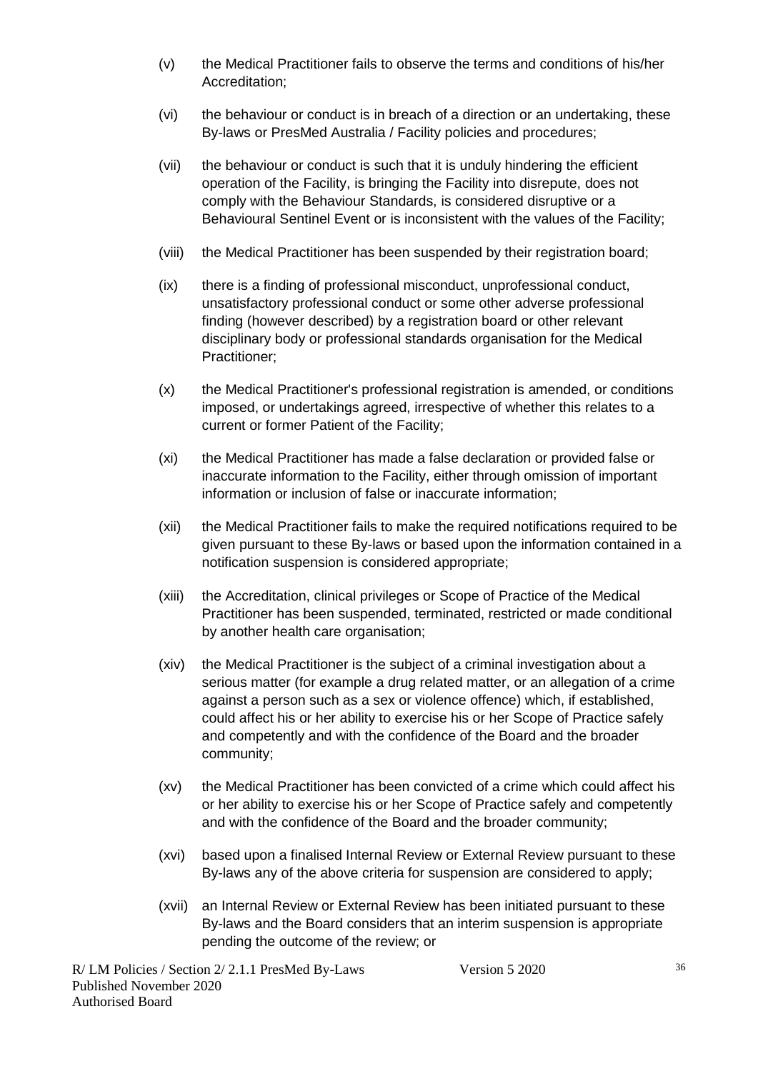(v) the Medical Practitioner fails to observe the terms and conditions of his/her Accreditation;

(vi) the behaviour or conduct is in breach of a direction or an undertaking, these By-laws or PresMed Australia / Facility policies and procedures;

(vii) the behaviour or conduct is such that it is unduly hindering the efficient operation of the Facility, is bringing the Facility into disrepute, does not comply with the Behaviour Standards, is considered disruptive or a Behavioural Sentinel Event or is inconsistent with the values of the Facility;

(viii) the Medical Practitioner has been suspended by their registration board;

(ix) there is a finding of professional misconduct, unprofessional conduct, unsatisfactory professional conduct or some other adverse professional finding (however described) by a registration board or other relevant disciplinary body or professional standards organisation for the Medical Practitioner;

(x) the Medical Practitioner's professional registration is amended, or conditions imposed, or undertakings agreed, irrespective of whether this relates to a current or former Patient of the Facility;

(xi) the Medical Practitioner has made a false declaration or provided false or inaccurate information to the Facility, either through omission of important information or inclusion of false or inaccurate information;

(xii) the Medical Practitioner fails to make the required notifications required to be given pursuant to these By-laws or based upon the information contained in a notification suspension is considered appropriate;

(xiii) the Accreditation, clinical privileges or Scope of Practice of the Medical Practitioner has been suspended, terminated, restricted or made conditional by another health care organisation;

(xiv) the Medical Practitioner is the subject of a criminal investigation about a serious matter (for example a drug related matter, or an allegation of a crime against a person such as a sex or violence offence) which, if established, could affect his or her ability to exercise his or her Scope of Practice safely and competently and with the confidence of the Board and the broader community;

(xv) the Medical Practitioner has been convicted of a crime which could affect his or her ability to exercise his or her Scope of Practice safely and competently and with the confidence of the Board and the broader community;

(xvi) based upon a finalised Internal Review or External Review pursuant to these By-laws any of the above criteria for suspension are considered to apply;

(xvii) an Internal Review or External Review has been initiated pursuant to these By-laws and the Board considers that an interim suspension is appropriate pending the outcome of the review; or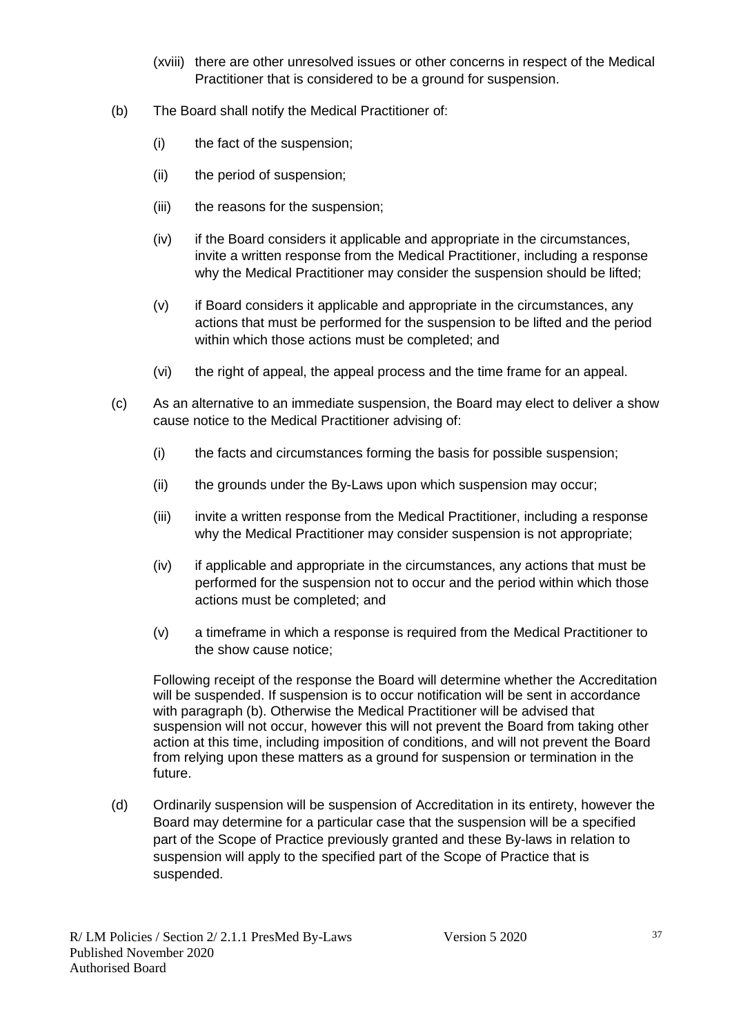(xviii) there are other unresolved issues or other concerns in respect of the Medical Practitioner that is considered to be a ground for suspension.

(b) The Board shall notify the Medical Practitioner of:

(i) the fact of the suspension;

(ii) the period of suspension;

(iii) the reasons for the suspension;

(iv) if the Board considers it applicable and appropriate in the circumstances, invite a written response from the Medical Practitioner, including a response why the Medical Practitioner may consider the suspension should be lifted;

(v) if Board considers it applicable and appropriate in the circumstances, any actions that must be performed for the suspension to be lifted and the period within which those actions must be completed; and

(vi) the right of appeal, the appeal process and the time frame for an appeal.

(c) As an alternative to an immediate suspension, the Board may elect to deliver a show cause notice to the Medical Practitioner advising of:

(i) the facts and circumstances forming the basis for possible suspension;

(ii) the grounds under the By-Laws upon which suspension may occur;

(iii) invite a written response from the Medical Practitioner, including a response why the Medical Practitioner may consider suspension is not appropriate;

(iv) if applicable and appropriate in the circumstances, any actions that must be performed for the suspension not to occur and the period within which those actions must be completed; and

(v) a timeframe in which a response is required from the Medical Practitioner to the show cause notice;

Following receipt of the response the Board will determine whether the Accreditation will be suspended. If suspension is to occur notification will be sent in accordance with paragraph (b). Otherwise the Medical Practitioner will be advised that suspension will not occur, however this will not prevent the Board from taking other action at this time, including imposition of conditions, and will not prevent the Board from relying upon these matters as a ground for suspension or termination in the future.

(d) Ordinarily suspension will be suspension of Accreditation in its entirety, however the Board may determine for a particular case that the suspension will be a specified part of the Scope of Practice previously granted and these By-laws in relation to suspension will apply to the specified part of the Scope of Practice that is suspended.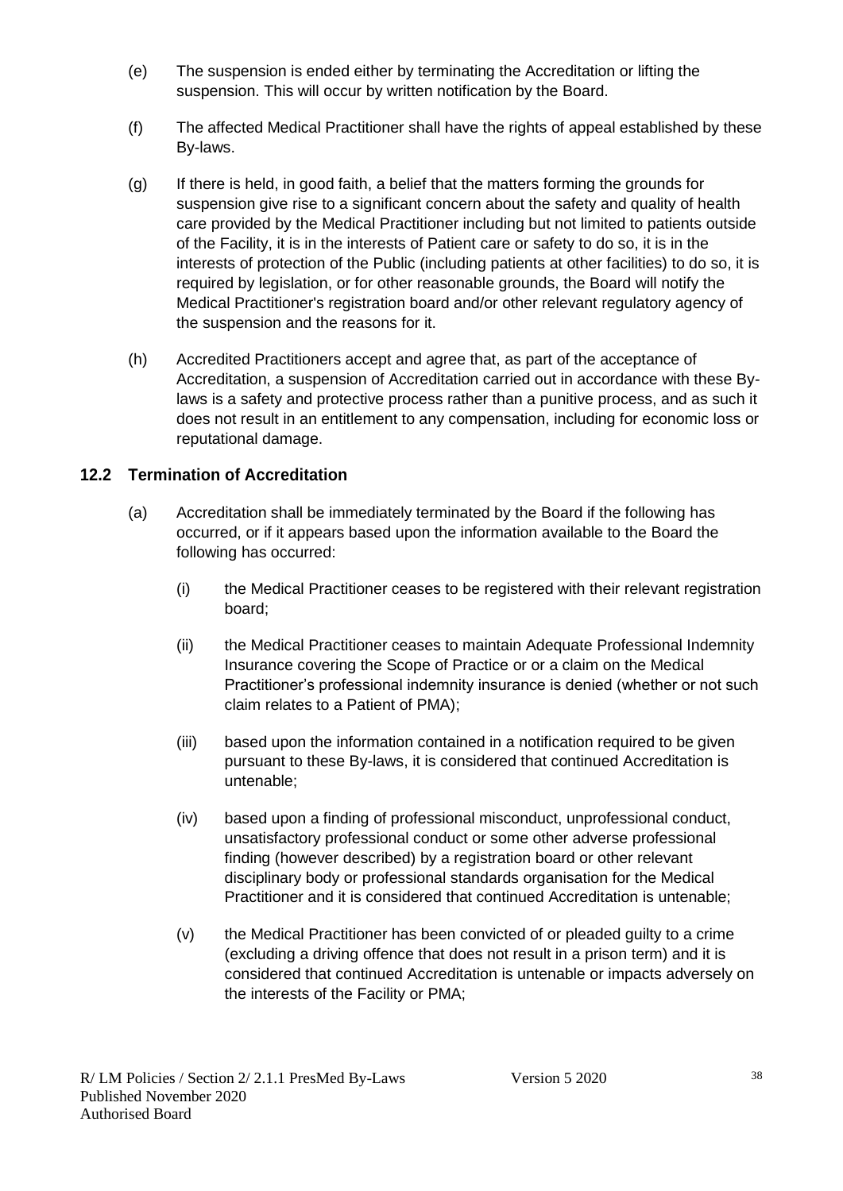(e) The suspension is ended either by terminating the Accreditation or lifting the suspension. This will occur by written notification by the Board.

(f) The affected Medical Practitioner shall have the rights of appeal established by these By-laws.

(g) If there is held, in good faith, a belief that the matters forming the grounds for suspension give rise to a significant concern about the safety and quality of health care provided by the Medical Practitioner including but not limited to patients outside of the Facility, it is in the interests of Patient care or safety to do so, it is in the interests of protection of the Public (including patients at other facilities) to do so, it is required by legislation, or for other reasonable grounds, the Board will notify the Medical Practitioner's registration board and/or other relevant regulatory agency of the suspension and the reasons for it.

(h) Accredited Practitioners accept and agree that, as part of the acceptance of Accreditation, a suspension of Accreditation carried out in accordance with these By-laws is a safety and protective process rather than a punitive process, and as such it does not result in an entitlement to any compensation, including for economic loss or reputational damage.

## 12.2 Termination of Accreditation

(a) Accreditation shall be immediately terminated by the Board if the following has occurred, or if it appears based upon the information available to the Board the following has occurred:

  (i) the Medical Practitioner ceases to be registered with their relevant registration board;

  (ii) the Medical Practitioner ceases to maintain Adequate Professional Indemnity Insurance covering the Scope of Practice or or a claim on the Medical Practitioner's professional indemnity insurance is denied (whether or not such claim relates to a Patient of PMA);

  (iii) based upon the information contained in a notification required to be given pursuant to these By-laws, it is considered that continued Accreditation is untenable;

  (iv) based upon a finding of professional misconduct, unprofessional conduct, unsatisfactory professional conduct or some other adverse professional finding (however described) by a registration board or other relevant disciplinary body or professional standards organisation for the Medical Practitioner and it is considered that continued Accreditation is untenable;

  (v) the Medical Practitioner has been convicted of or pleaded guilty to a crime (excluding a driving offence that does not result in a prison term) and it is considered that continued Accreditation is untenable or impacts adversely on the interests of the Facility or PMA;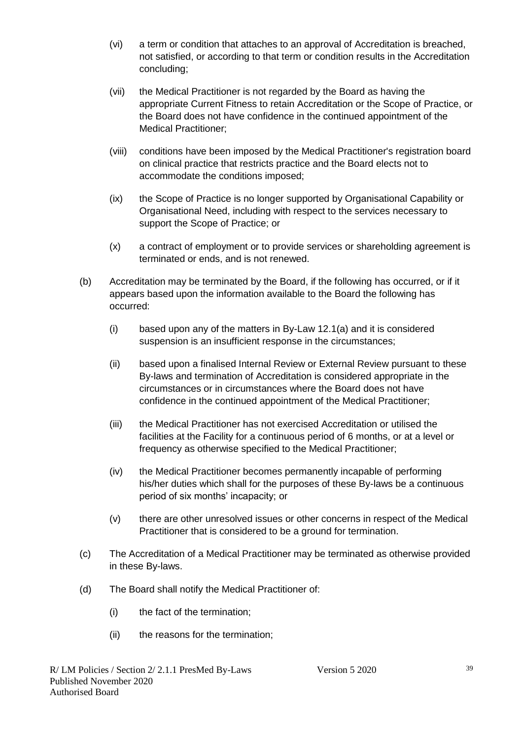(vi) a term or condition that attaches to an approval of Accreditation is breached, not satisfied, or according to that term or condition results in the Accreditation concluding;

(vii) the Medical Practitioner is not regarded by the Board as having the appropriate Current Fitness to retain Accreditation or the Scope of Practice, or the Board does not have confidence in the continued appointment of the Medical Practitioner;

(viii) conditions have been imposed by the Medical Practitioner's registration board on clinical practice that restricts practice and the Board elects not to accommodate the conditions imposed;

(ix) the Scope of Practice is no longer supported by Organisational Capability or Organisational Need, including with respect to the services necessary to support the Scope of Practice; or

(x) a contract of employment or to provide services or shareholding agreement is terminated or ends, and is not renewed.

(b) Accreditation may be terminated by the Board, if the following has occurred, or if it appears based upon the information available to the Board the following has occurred:

(i) based upon any of the matters in By-Law 12.1(a) and it is considered suspension is an insufficient response in the circumstances;

(ii) based upon a finalised Internal Review or External Review pursuant to these By-laws and termination of Accreditation is considered appropriate in the circumstances or in circumstances where the Board does not have confidence in the continued appointment of the Medical Practitioner;

(iii) the Medical Practitioner has not exercised Accreditation or utilised the facilities at the Facility for a continuous period of 6 months, or at a level or frequency as otherwise specified to the Medical Practitioner;

(iv) the Medical Practitioner becomes permanently incapable of performing his/her duties which shall for the purposes of these By-laws be a continuous period of six months' incapacity; or

(v) there are other unresolved issues or other concerns in respect of the Medical Practitioner that is considered to be a ground for termination.

(c) The Accreditation of a Medical Practitioner may be terminated as otherwise provided in these By-laws.

(d) The Board shall notify the Medical Practitioner of:

(i) the fact of the termination;

(ii) the reasons for the termination;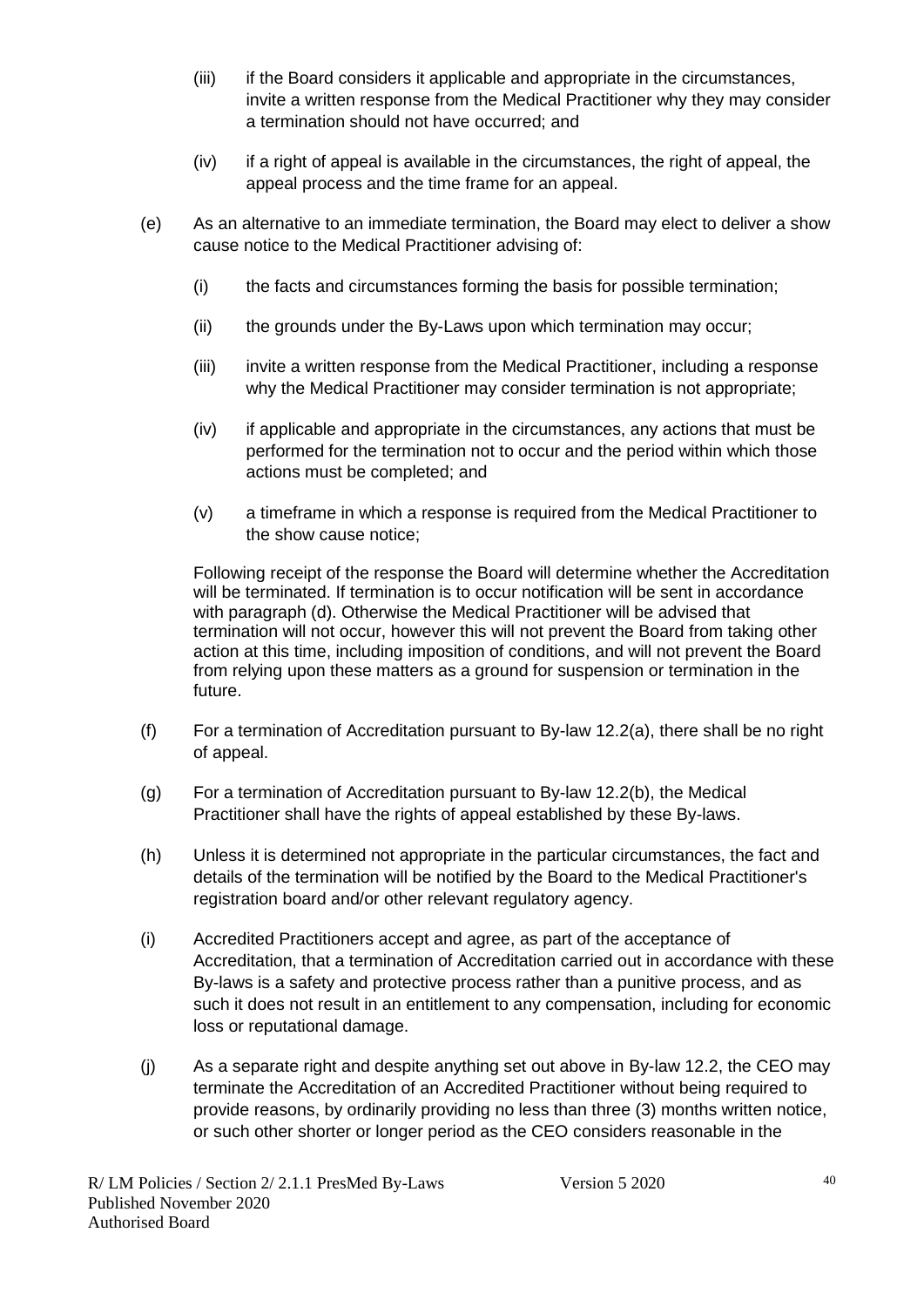(iii) if the Board considers it applicable and appropriate in the circumstances, invite a written response from the Medical Practitioner why they may consider a termination should not have occurred; and

(iv) if a right of appeal is available in the circumstances, the right of appeal, the appeal process and the time frame for an appeal.

(e) As an alternative to an immediate termination, the Board may elect to deliver a show cause notice to the Medical Practitioner advising of:

(i) the facts and circumstances forming the basis for possible termination;

(ii) the grounds under the By-Laws upon which termination may occur;

(iii) invite a written response from the Medical Practitioner, including a response why the Medical Practitioner may consider termination is not appropriate;

(iv) if applicable and appropriate in the circumstances, any actions that must be performed for the termination not to occur and the period within which those actions must be completed; and

(v) a timeframe in which a response is required from the Medical Practitioner to the show cause notice;

Following receipt of the response the Board will determine whether the Accreditation will be terminated. If termination is to occur notification will be sent in accordance with paragraph (d). Otherwise the Medical Practitioner will be advised that termination will not occur, however this will not prevent the Board from taking other action at this time, including imposition of conditions, and will not prevent the Board from relying upon these matters as a ground for suspension or termination in the future.

(f) For a termination of Accreditation pursuant to By-law 12.2(a), there shall be no right of appeal.

(g) For a termination of Accreditation pursuant to By-law 12.2(b), the Medical Practitioner shall have the rights of appeal established by these By-laws.

(h) Unless it is determined not appropriate in the particular circumstances, the fact and details of the termination will be notified by the Board to the Medical Practitioner's registration board and/or other relevant regulatory agency.

(i) Accredited Practitioners accept and agree, as part of the acceptance of Accreditation, that a termination of Accreditation carried out in accordance with these By-laws is a safety and protective process rather than a punitive process, and as such it does not result in an entitlement to any compensation, including for economic loss or reputational damage.

(j) As a separate right and despite anything set out above in By-law 12.2, the CEO may terminate the Accreditation of an Accredited Practitioner without being required to provide reasons, by ordinarily providing no less than three (3) months written notice, or such other shorter or longer period as the CEO considers reasonable in the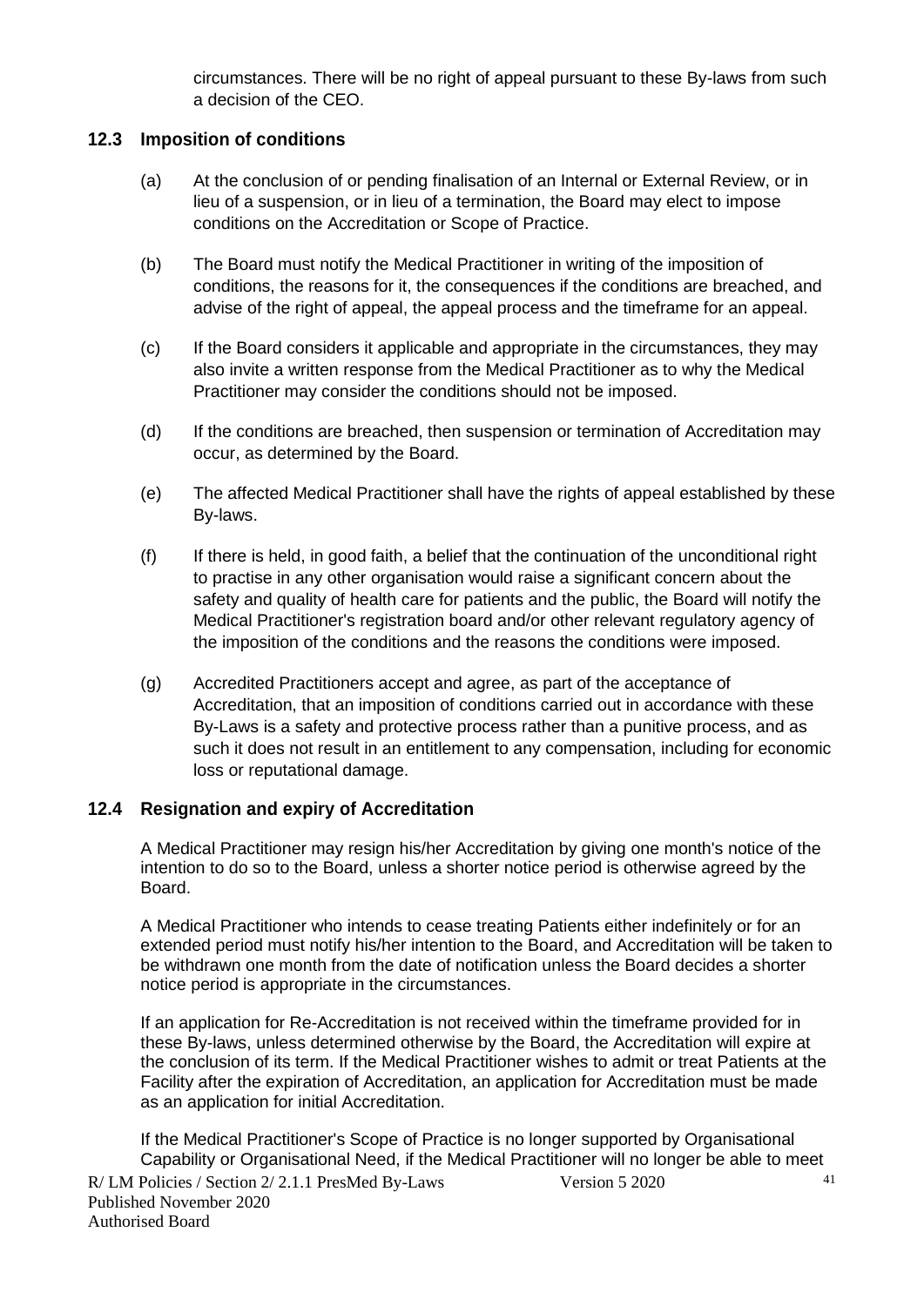circumstances. There will be no right of appeal pursuant to these By-laws from such a decision of the CEO.

### 12.3 Imposition of conditions

(a) At the conclusion of or pending finalisation of an Internal or External Review, or in lieu of a suspension, or in lieu of a termination, the Board may elect to impose conditions on the Accreditation or Scope of Practice.

(b) The Board must notify the Medical Practitioner in writing of the imposition of conditions, the reasons for it, the consequences if the conditions are breached, and advise of the right of appeal, the appeal process and the timeframe for an appeal.

(c) If the Board considers it applicable and appropriate in the circumstances, they may also invite a written response from the Medical Practitioner as to why the Medical Practitioner may consider the conditions should not be imposed.

(d) If the conditions are breached, then suspension or termination of Accreditation may occur, as determined by the Board.

(e) The affected Medical Practitioner shall have the rights of appeal established by these By-laws.

(f) If there is held, in good faith, a belief that the continuation of the unconditional right to practise in any other organisation would raise a significant concern about the safety and quality of health care for patients and the public, the Board will notify the Medical Practitioner's registration board and/or other relevant regulatory agency of the imposition of the conditions and the reasons the conditions were imposed.

(g) Accredited Practitioners accept and agree, as part of the acceptance of Accreditation, that an imposition of conditions carried out in accordance with these By-Laws is a safety and protective process rather than a punitive process, and as such it does not result in an entitlement to any compensation, including for economic loss or reputational damage.

### 12.4 Resignation and expiry of Accreditation

A Medical Practitioner may resign his/her Accreditation by giving one month's notice of the intention to do so to the Board, unless a shorter notice period is otherwise agreed by the Board.

A Medical Practitioner who intends to cease treating Patients either indefinitely or for an extended period must notify his/her intention to the Board, and Accreditation will be taken to be withdrawn one month from the date of notification unless the Board decides a shorter notice period is appropriate in the circumstances.

If an application for Re-Accreditation is not received within the timeframe provided for in these By-laws, unless determined otherwise by the Board, the Accreditation will expire at the conclusion of its term. If the Medical Practitioner wishes to admit or treat Patients at the Facility after the expiration of Accreditation, an application for Accreditation must be made as an application for initial Accreditation.

If the Medical Practitioner's Scope of Practice is no longer supported by Organisational Capability or Organisational Need, if the Medical Practitioner will no longer be able to meet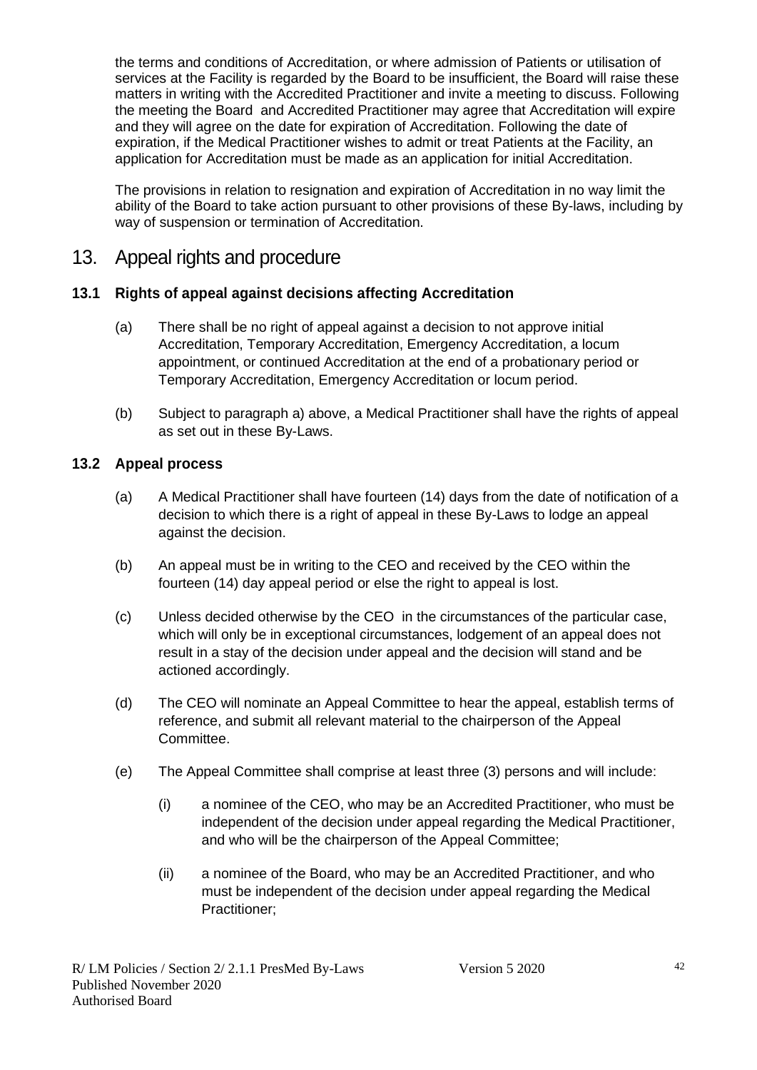the terms and conditions of Accreditation, or where admission of Patients or utilisation of services at the Facility is regarded by the Board to be insufficient, the Board will raise these matters in writing with the Accredited Practitioner and invite a meeting to discuss. Following the meeting the Board and Accredited Practitioner may agree that Accreditation will expire and they will agree on the date for expiration of Accreditation. Following the date of expiration, if the Medical Practitioner wishes to admit or treat Patients at the Facility, an application for Accreditation must be made as an application for initial Accreditation.

The provisions in relation to resignation and expiration of Accreditation in no way limit the ability of the Board to take action pursuant to other provisions of these By-laws, including by way of suspension or termination of Accreditation.

# 13. Appeal rights and procedure

### 13.1 Rights of appeal against decisions affecting Accreditation

(a) There shall be no right of appeal against a decision to not approve initial Accreditation, Temporary Accreditation, Emergency Accreditation, a locum appointment, or continued Accreditation at the end of a probationary period or Temporary Accreditation, Emergency Accreditation or locum period.

(b) Subject to paragraph a) above, a Medical Practitioner shall have the rights of appeal as set out in these By-Laws.

### 13.2 Appeal process

(a) A Medical Practitioner shall have fourteen (14) days from the date of notification of a decision to which there is a right of appeal in these By-Laws to lodge an appeal against the decision.

(b) An appeal must be in writing to the CEO and received by the CEO within the fourteen (14) day appeal period or else the right to appeal is lost.

(c) Unless decided otherwise by the CEO in the circumstances of the particular case, which will only be in exceptional circumstances, lodgement of an appeal does not result in a stay of the decision under appeal and the decision will stand and be actioned accordingly.

(d) The CEO will nominate an Appeal Committee to hear the appeal, establish terms of reference, and submit all relevant material to the chairperson of the Appeal Committee.

(e) The Appeal Committee shall comprise at least three (3) persons and will include:

(i) a nominee of the CEO, who may be an Accredited Practitioner, who must be independent of the decision under appeal regarding the Medical Practitioner, and who will be the chairperson of the Appeal Committee;

(ii) a nominee of the Board, who may be an Accredited Practitioner, and who must be independent of the decision under appeal regarding the Medical Practitioner;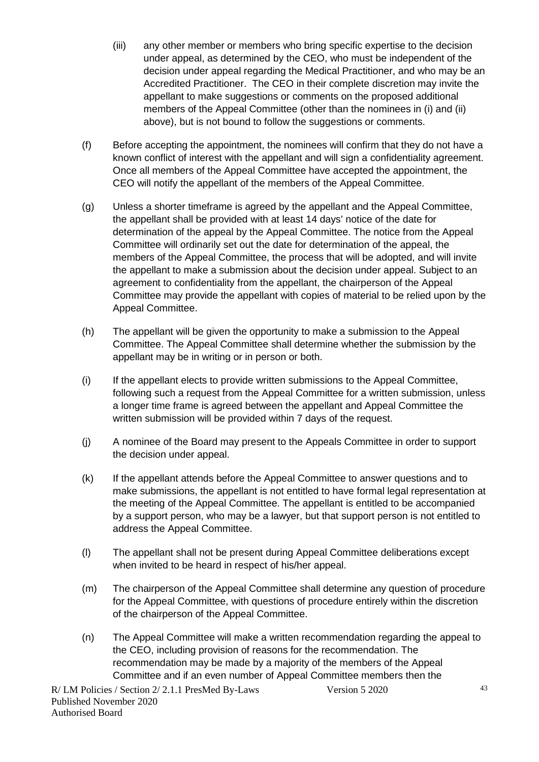(iii) any other member or members who bring specific expertise to the decision under appeal, as determined by the CEO, who must be independent of the decision under appeal regarding the Medical Practitioner, and who may be an Accredited Practitioner. The CEO in their complete discretion may invite the appellant to make suggestions or comments on the proposed additional members of the Appeal Committee (other than the nominees in (i) and (ii) above), but is not bound to follow the suggestions or comments.

(f) Before accepting the appointment, the nominees will confirm that they do not have a known conflict of interest with the appellant and will sign a confidentiality agreement. Once all members of the Appeal Committee have accepted the appointment, the CEO will notify the appellant of the members of the Appeal Committee.

(g) Unless a shorter timeframe is agreed by the appellant and the Appeal Committee, the appellant shall be provided with at least 14 days' notice of the date for determination of the appeal by the Appeal Committee. The notice from the Appeal Committee will ordinarily set out the date for determination of the appeal, the members of the Appeal Committee, the process that will be adopted, and will invite the appellant to make a submission about the decision under appeal. Subject to an agreement to confidentiality from the appellant, the chairperson of the Appeal Committee may provide the appellant with copies of material to be relied upon by the Appeal Committee.

(h) The appellant will be given the opportunity to make a submission to the Appeal Committee. The Appeal Committee shall determine whether the submission by the appellant may be in writing or in person or both.

(i) If the appellant elects to provide written submissions to the Appeal Committee, following such a request from the Appeal Committee for a written submission, unless a longer time frame is agreed between the appellant and Appeal Committee the written submission will be provided within 7 days of the request.

(j) A nominee of the Board may present to the Appeals Committee in order to support the decision under appeal.

(k) If the appellant attends before the Appeal Committee to answer questions and to make submissions, the appellant is not entitled to have formal legal representation at the meeting of the Appeal Committee. The appellant is entitled to be accompanied by a support person, who may be a lawyer, but that support person is not entitled to address the Appeal Committee.

(l) The appellant shall not be present during Appeal Committee deliberations except when invited to be heard in respect of his/her appeal.

(m) The chairperson of the Appeal Committee shall determine any question of procedure for the Appeal Committee, with questions of procedure entirely within the discretion of the chairperson of the Appeal Committee.

(n) The Appeal Committee will make a written recommendation regarding the appeal to the CEO, including provision of reasons for the recommendation. The recommendation may be made by a majority of the members of the Appeal Committee and if an even number of Appeal Committee members then the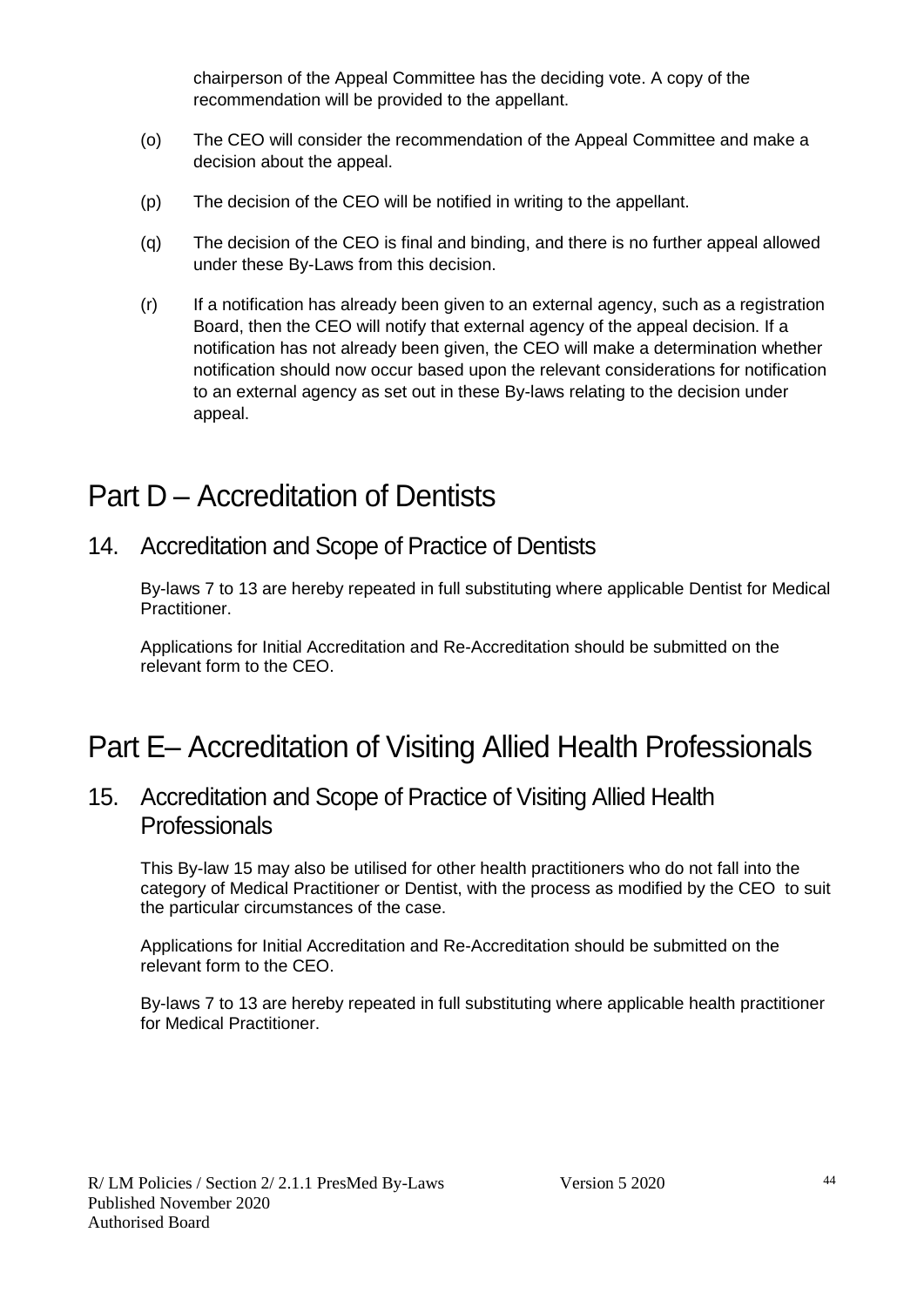chairperson of the Appeal Committee has the deciding vote. A copy of the recommendation will be provided to the appellant.

(o) The CEO will consider the recommendation of the Appeal Committee and make a decision about the appeal.

(p) The decision of the CEO will be notified in writing to the appellant.

(q) The decision of the CEO is final and binding, and there is no further appeal allowed under these By-Laws from this decision.

(r) If a notification has already been given to an external agency, such as a registration Board, then the CEO will notify that external agency of the appeal decision. If a notification has not already been given, the CEO will make a determination whether notification should now occur based upon the relevant considerations for notification to an external agency as set out in these By-laws relating to the decision under appeal.

# Part D – Accreditation of Dentists

## 14. Accreditation and Scope of Practice of Dentists

By-laws 7 to 13 are hereby repeated in full substituting where applicable Dentist for Medical Practitioner.

Applications for Initial Accreditation and Re-Accreditation should be submitted on the relevant form to the CEO.

# Part E– Accreditation of Visiting Allied Health Professionals

## 15. Accreditation and Scope of Practice of Visiting Allied Health Professionals

This By-law 15 may also be utilised for other health practitioners who do not fall into the category of Medical Practitioner or Dentist, with the process as modified by the CEO to suit the particular circumstances of the case.

Applications for Initial Accreditation and Re-Accreditation should be submitted on the relevant form to the CEO.

By-laws 7 to 13 are hereby repeated in full substituting where applicable health practitioner for Medical Practitioner.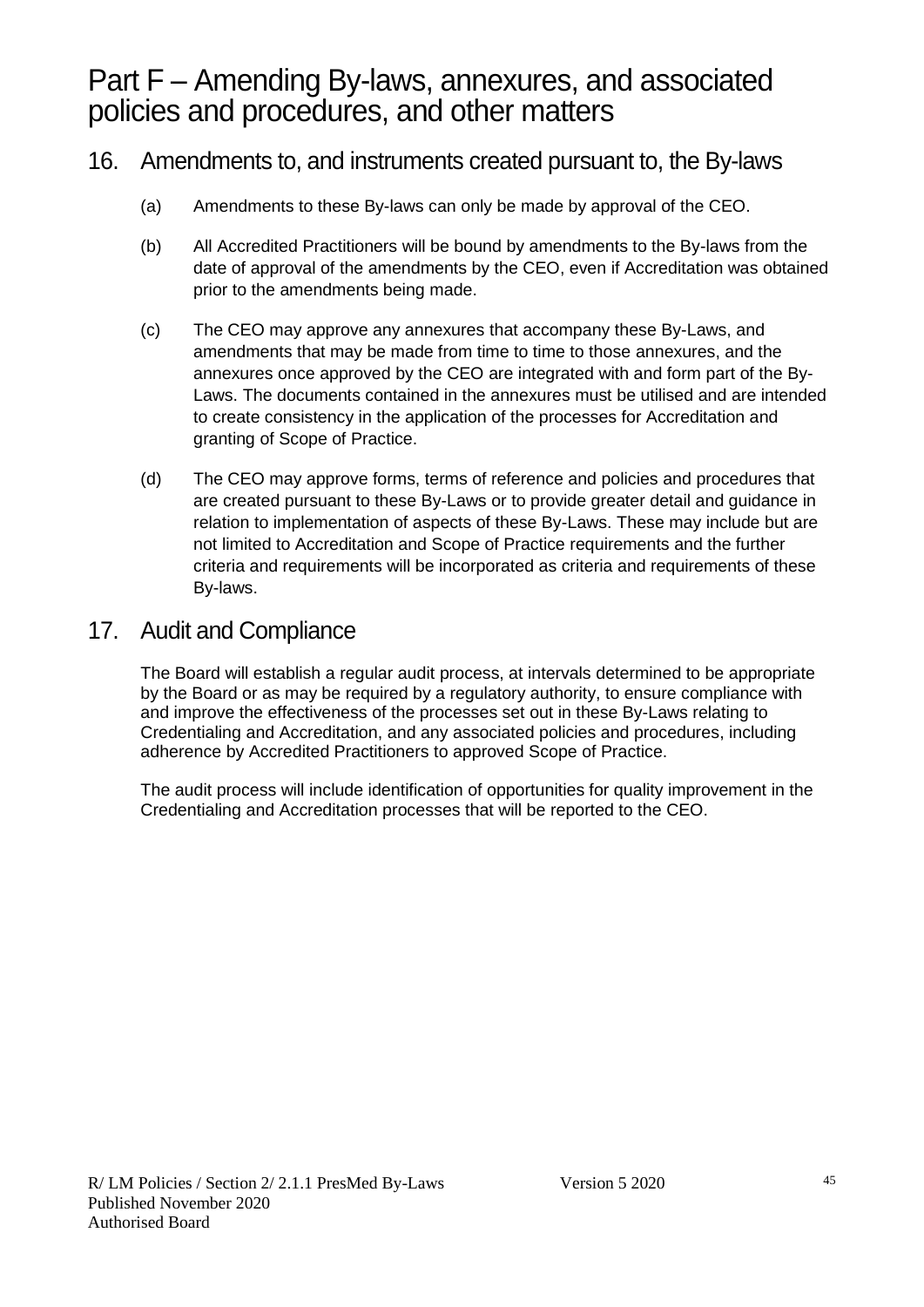# Part F – Amending By-laws, annexures, and associated policies and procedures, and other matters

## 16. Amendments to, and instruments created pursuant to, the By-laws

(a) Amendments to these By-laws can only be made by approval of the CEO.

(b) All Accredited Practitioners will be bound by amendments to the By-laws from the date of approval of the amendments by the CEO, even if Accreditation was obtained prior to the amendments being made.

(c) The CEO may approve any annexures that accompany these By-Laws, and amendments that may be made from time to time to those annexures, and the annexures once approved by the CEO are integrated with and form part of the By-Laws. The documents contained in the annexures must be utilised and are intended to create consistency in the application of the processes for Accreditation and granting of Scope of Practice.

(d) The CEO may approve forms, terms of reference and policies and procedures that are created pursuant to these By-Laws or to provide greater detail and guidance in relation to implementation of aspects of these By-Laws. These may include but are not limited to Accreditation and Scope of Practice requirements and the further criteria and requirements will be incorporated as criteria and requirements of these By-laws.

## 17. Audit and Compliance

The Board will establish a regular audit process, at intervals determined to be appropriate by the Board or as may be required by a regulatory authority, to ensure compliance with and improve the effectiveness of the processes set out in these By-Laws relating to Credentialing and Accreditation, and any associated policies and procedures, including adherence by Accredited Practitioners to approved Scope of Practice.

The audit process will include identification of opportunities for quality improvement in the Credentialing and Accreditation processes that will be reported to the CEO.